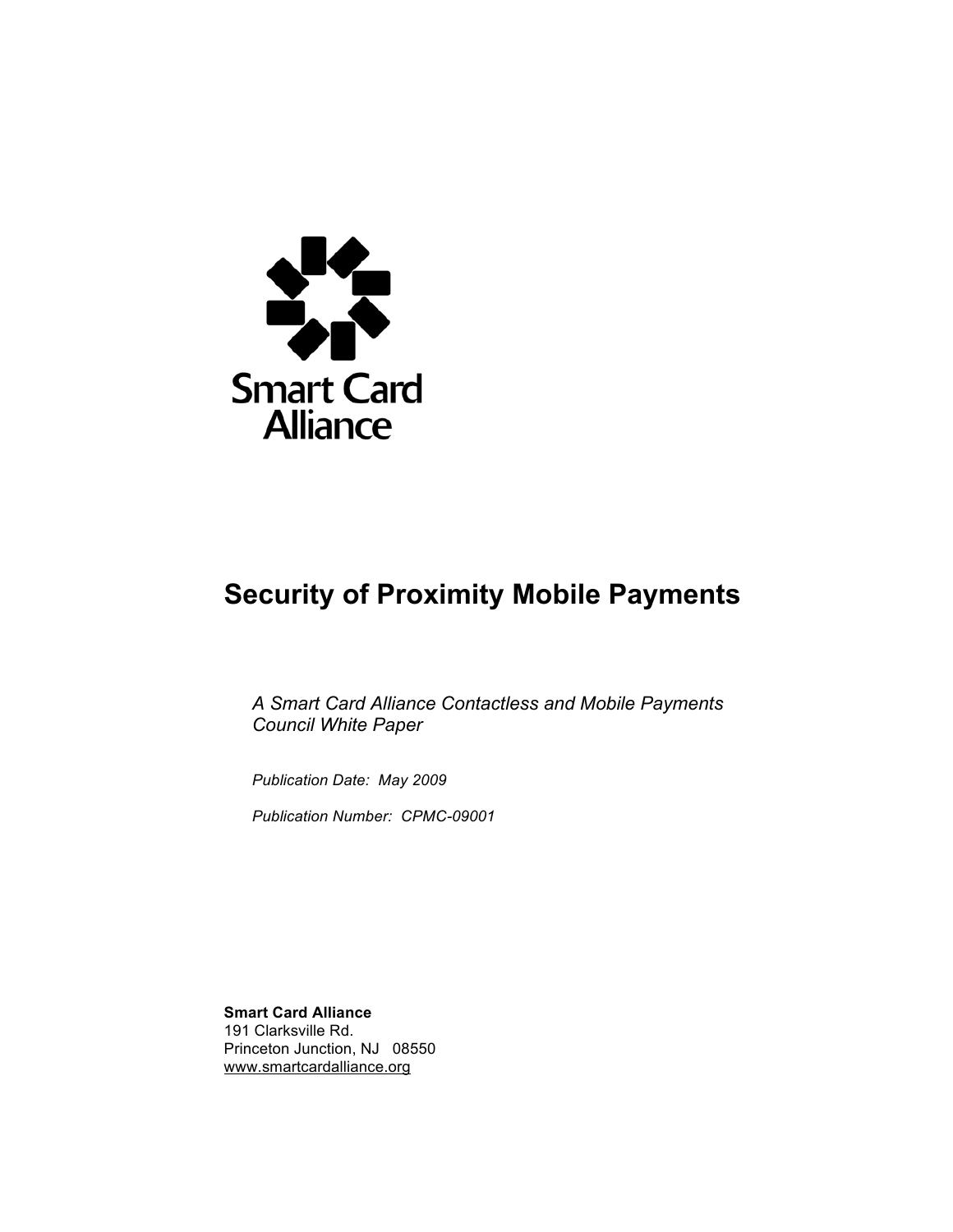Smart Card Alliance

# Security of Proximity Mobile Payments

*A Smart Card Alliance Contactless and Mobile Payments Council White Paper*

*Publication Date: May 2009*

*Publication Number: CPMC-09001*

**Smart Card Alliance**
191 Clarksville Rd.
Princeton Junction, NJ 08550
www.smartcardalliance.org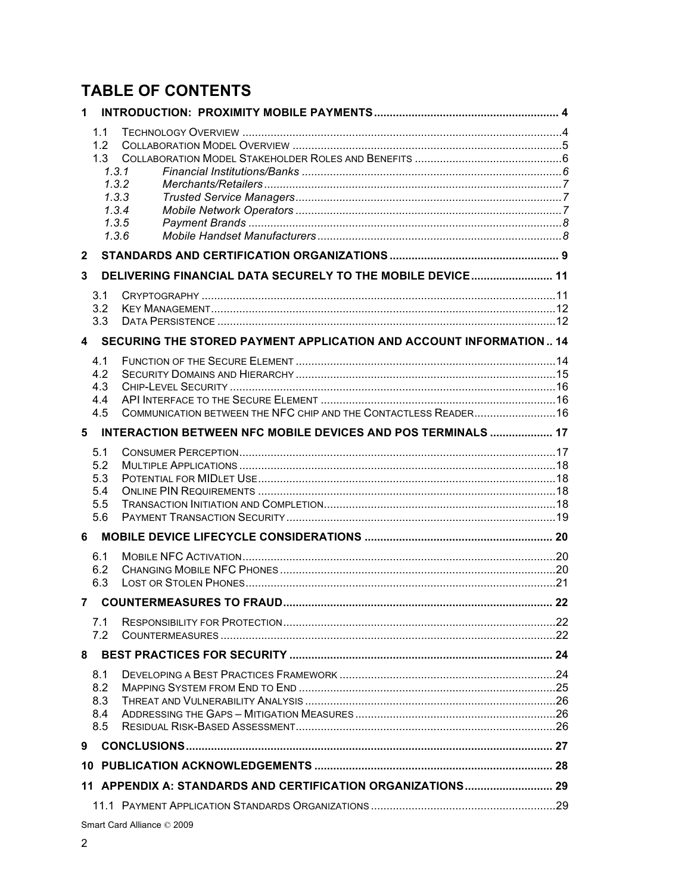# TABLE OF CONTENTS

**1 INTRODUCTION: PROXIMITY MOBILE PAYMENTS .......... 4**

- 1.1 TECHNOLOGY OVERVIEW .......... 4
- 1.2 COLLABORATION MODEL OVERVIEW .......... 5
- 1.3 COLLABORATION MODEL STAKEHOLDER ROLES AND BENEFITS .......... 6
  - *1.3.1 Financial Institutions/Banks .......... 6*
  - *1.3.2 Merchants/Retailers .......... 7*
  - *1.3.3 Trusted Service Managers .......... 7*
  - *1.3.4 Mobile Network Operators .......... 7*
  - *1.3.5 Payment Brands .......... 8*
  - *1.3.6 Mobile Handset Manufacturers .......... 8*

**2 STANDARDS AND CERTIFICATION ORGANIZATIONS .......... 9**

**3 DELIVERING FINANCIAL DATA SECURELY TO THE MOBILE DEVICE .......... 11**

- 3.1 CRYPTOGRAPHY .......... 11
- 3.2 KEY MANAGEMENT .......... 12
- 3.3 DATA PERSISTENCE .......... 12

**4 SECURING THE STORED PAYMENT APPLICATION AND ACCOUNT INFORMATION .. 14**

- 4.1 FUNCTION OF THE SECURE ELEMENT .......... 14
- 4.2 SECURITY DOMAINS AND HIERARCHY .......... 15
- 4.3 CHIP-LEVEL SECURITY .......... 16
- 4.4 API INTERFACE TO THE SECURE ELEMENT .......... 16
- 4.5 COMMUNICATION BETWEEN THE NFC CHIP AND THE CONTACTLESS READER .......... 16

**5 INTERACTION BETWEEN NFC MOBILE DEVICES AND POS TERMINALS .......... 17**

- 5.1 CONSUMER PERCEPTION .......... 17
- 5.2 MULTIPLE APPLICATIONS .......... 18
- 5.3 POTENTIAL FOR MIDLET USE .......... 18
- 5.4 ONLINE PIN REQUIREMENTS .......... 18
- 5.5 TRANSACTION INITIATION AND COMPLETION .......... 18
- 5.6 PAYMENT TRANSACTION SECURITY .......... 19

**6 MOBILE DEVICE LIFECYCLE CONSIDERATIONS .......... 20**

- 6.1 MOBILE NFC ACTIVATION .......... 20
- 6.2 CHANGING MOBILE NFC PHONES .......... 20
- 6.3 LOST OR STOLEN PHONES .......... 21

**7 COUNTERMEASURES TO FRAUD .......... 22**

- 7.1 RESPONSIBILITY FOR PROTECTION .......... 22
- 7.2 COUNTERMEASURES .......... 22

**8 BEST PRACTICES FOR SECURITY .......... 24**

- 8.1 DEVELOPING A BEST PRACTICES FRAMEWORK .......... 24
- 8.2 MAPPING SYSTEM FROM END TO END .......... 25
- 8.3 THREAT AND VULNERABILITY ANALYSIS .......... 26
- 8.4 ADDRESSING THE GAPS – MITIGATION MEASURES .......... 26
- 8.5 RESIDUAL RISK-BASED ASSESSMENT .......... 26

**9 CONCLUSIONS .......... 27**

**10 PUBLICATION ACKNOWLEDGEMENTS .......... 28**

**11 APPENDIX A: STANDARDS AND CERTIFICATION ORGANIZATIONS .......... 29**

- 11.1 PAYMENT APPLICATION STANDARDS ORGANIZATIONS .......... 29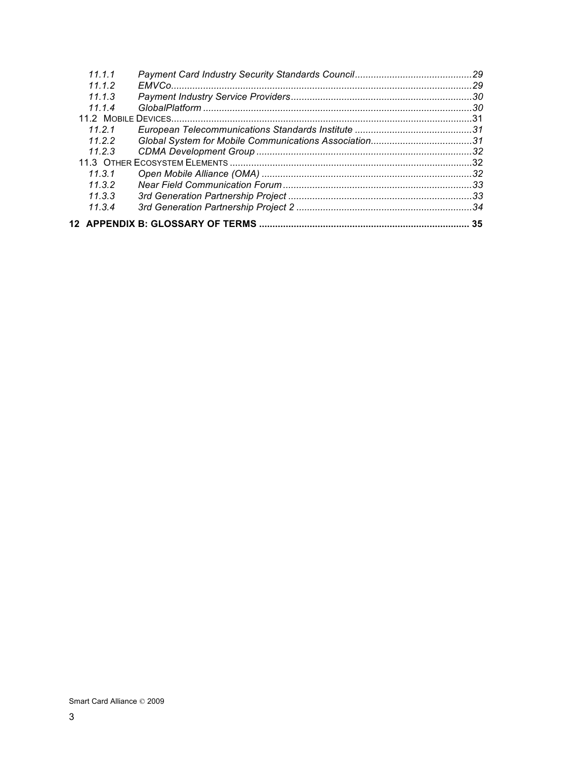- 11.1.1 *Payment Card Industry Security Standards Council* ... 29
- 11.1.2 *EMVCo* ... 29
- 11.1.3 *Payment Industry Service Providers* ... 30
- 11.1.4 *GlobalPlatform* ... 30

11.2 Mobile Devices ... 31

- 11.2.1 *European Telecommunications Standards Institute* ... 31
- 11.2.2 *Global System for Mobile Communications Association* ... 31
- 11.2.3 *CDMA Development Group* ... 32

11.3 Other Ecosystem Elements ... 32

- 11.3.1 *Open Mobile Alliance (OMA)* ... 32
- 11.3.2 *Near Field Communication Forum* ... 33
- 11.3.3 *3rd Generation Partnership Project* ... 33
- 11.3.4 *3rd Generation Partnership Project 2* ... 34

**12 APPENDIX B: GLOSSARY OF TERMS ... 35**

Smart Card Alliance © 2009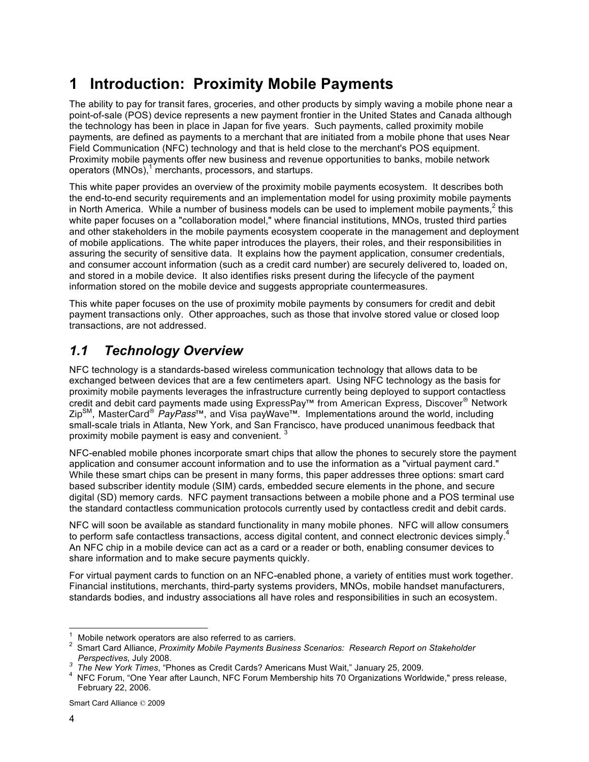# 1 Introduction: Proximity Mobile Payments

The ability to pay for transit fares, groceries, and other products by simply waving a mobile phone near a point-of-sale (POS) device represents a new payment frontier in the United States and Canada although the technology has been in place in Japan for five years. Such payments, called proximity mobile payments, are defined as payments to a merchant that are initiated from a mobile phone that uses Near Field Communication (NFC) technology and that is held close to the merchant's POS equipment. Proximity mobile payments offer new business and revenue opportunities to banks, mobile network operators (MNOs),[1] merchants, processors, and startups.

This white paper provides an overview of the proximity mobile payments ecosystem. It describes both the end-to-end security requirements and an implementation model for using proximity mobile payments in North America. While a number of business models can be used to implement mobile payments,[2] this white paper focuses on a "collaboration model," where financial institutions, MNOs, trusted third parties and other stakeholders in the mobile payments ecosystem cooperate in the management and deployment of mobile applications. The white paper introduces the players, their roles, and their responsibilities in assuring the security of sensitive data. It explains how the payment application, consumer credentials, and consumer account information (such as a credit card number) are securely delivered to, loaded on, and stored in a mobile device. It also identifies risks present during the lifecycle of the payment information stored on the mobile device and suggests appropriate countermeasures.

This white paper focuses on the use of proximity mobile payments by consumers for credit and debit payment transactions only. Other approaches, such as those that involve stored value or closed loop transactions, are not addressed.

## *1.1 Technology Overview*

NFC technology is a standards-based wireless communication technology that allows data to be exchanged between devices that are a few centimeters apart. Using NFC technology as the basis for proximity mobile payments leverages the infrastructure currently being deployed to support contactless credit and debit card payments made using ExpressPay™ from American Express, Discover® Network Zip℠, MasterCard® *PayPass*™, and Visa payWave™. Implementations around the world, including small-scale trials in Atlanta, New York, and San Francisco, have produced unanimous feedback that proximity mobile payment is easy and convenient.[3]

NFC-enabled mobile phones incorporate smart chips that allow the phones to securely store the payment application and consumer account information and to use the information as a "virtual payment card." While these smart chips can be present in many forms, this paper addresses three options: smart card based subscriber identity module (SIM) cards, embedded secure elements in the phone, and secure digital (SD) memory cards. NFC payment transactions between a mobile phone and a POS terminal use the standard contactless communication protocols currently used by contactless credit and debit cards.

NFC will soon be available as standard functionality in many mobile phones. NFC will allow consumers to perform safe contactless transactions, access digital content, and connect electronic devices simply.[4] An NFC chip in a mobile device can act as a card or a reader or both, enabling consumer devices to share information and to make secure payments quickly.

For virtual payment cards to function on an NFC-enabled phone, a variety of entities must work together. Financial institutions, merchants, third-party systems providers, MNOs, mobile handset manufacturers, standards bodies, and industry associations all have roles and responsibilities in such an ecosystem.

---

[1] Mobile network operators are also referred to as carriers.

[2] Smart Card Alliance, *Proximity Mobile Payments Business Scenarios: Research Report on Stakeholder Perspectives*, July 2008.

[3] *The New York Times*, "Phones as Credit Cards? Americans Must Wait," January 25, 2009.

[4] NFC Forum, "One Year after Launch, NFC Forum Membership hits 70 Organizations Worldwide," press release, February 22, 2006.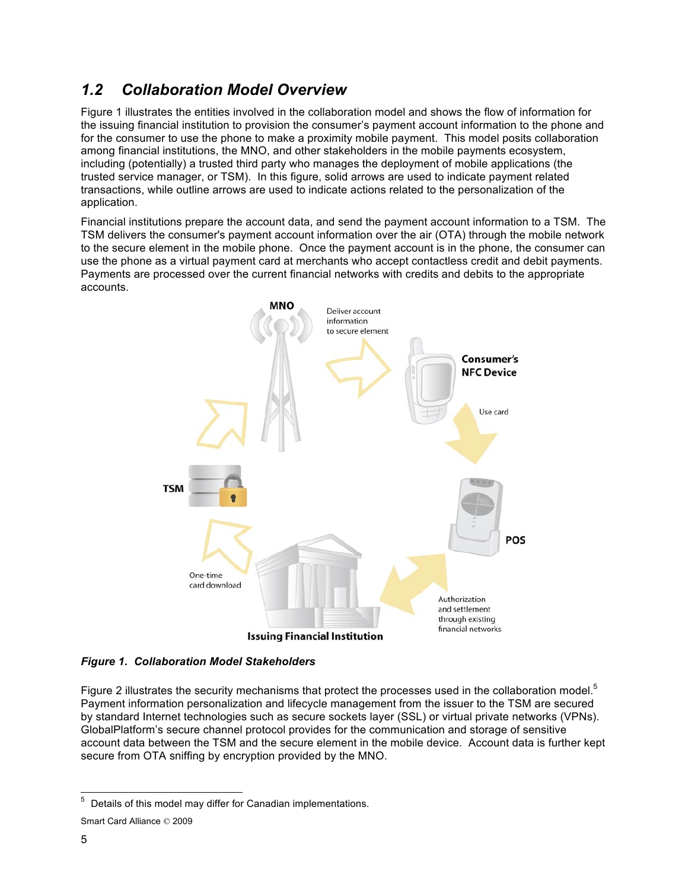## 1.2 Collaboration Model Overview

Figure 1 illustrates the entities involved in the collaboration model and shows the flow of information for the issuing financial institution to provision the consumer's payment account information to the phone and for the consumer to use the phone to make a proximity mobile payment. This model posits collaboration among financial institutions, the MNO, and other stakeholders in the mobile payments ecosystem, including (potentially) a trusted third party who manages the deployment of mobile applications (the trusted service manager, or TSM). In this figure, solid arrows are used to indicate payment related transactions, while outline arrows are used to indicate actions related to the personalization of the application.

Financial institutions prepare the account data, and send the payment account information to a TSM. The TSM delivers the consumer's payment account information over the air (OTA) through the mobile network to the secure element in the mobile phone. Once the payment account is in the phone, the consumer can use the phone as a virtual payment card at merchants who accept contactless credit and debit payments. Payments are processed over the current financial networks with credits and debits to the appropriate accounts.

***Figure 1. Collaboration Model Stakeholders***

Figure 2 illustrates the security mechanisms that protect the processes used in the collaboration model.[5] Payment information personalization and lifecycle management from the issuer to the TSM are secured by standard Internet technologies such as secure sockets layer (SSL) or virtual private networks (VPNs). GlobalPlatform's secure channel protocol provides for the communication and storage of sensitive account data between the TSM and the secure element in the mobile device. Account data is further kept secure from OTA sniffing by encryption provided by the MNO.

[5] Details of this model may differ for Canadian implementations.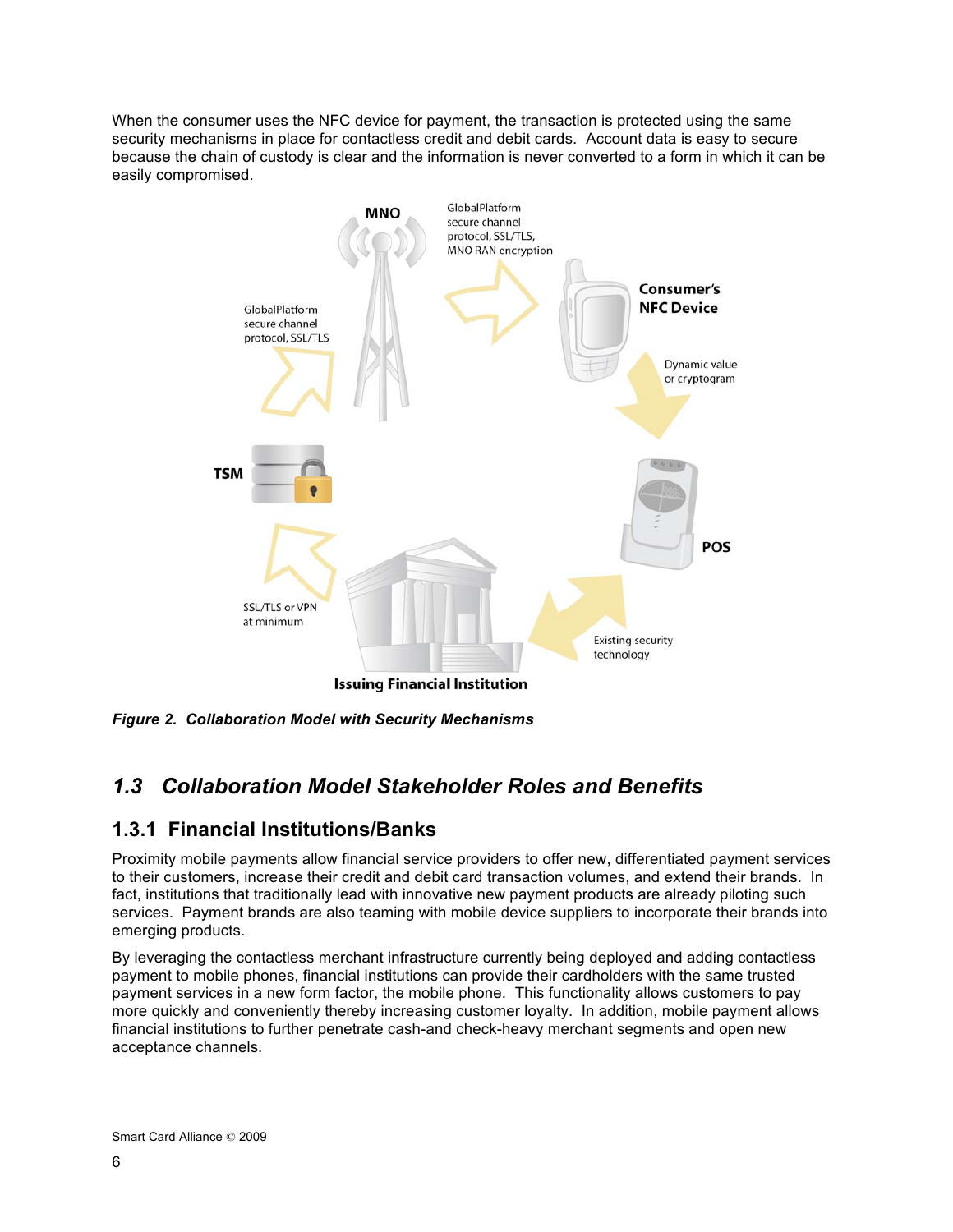When the consumer uses the NFC device for payment, the transaction is protected using the same security mechanisms in place for contactless credit and debit cards. Account data is easy to secure because the chain of custody is clear and the information is never converted to a form in which it can be easily compromised.

*Figure 2. Collaboration Model with Security Mechanisms*

## 1.3 Collaboration Model Stakeholder Roles and Benefits

### 1.3.1 Financial Institutions/Banks

Proximity mobile payments allow financial service providers to offer new, differentiated payment services to their customers, increase their credit and debit card transaction volumes, and extend their brands. In fact, institutions that traditionally lead with innovative new payment products are already piloting such services. Payment brands are also teaming with mobile device suppliers to incorporate their brands into emerging products.

By leveraging the contactless merchant infrastructure currently being deployed and adding contactless payment to mobile phones, financial institutions can provide their cardholders with the same trusted payment services in a new form factor, the mobile phone. This functionality allows customers to pay more quickly and conveniently thereby increasing customer loyalty. In addition, mobile payment allows financial institutions to further penetrate cash-and check-heavy merchant segments and open new acceptance channels.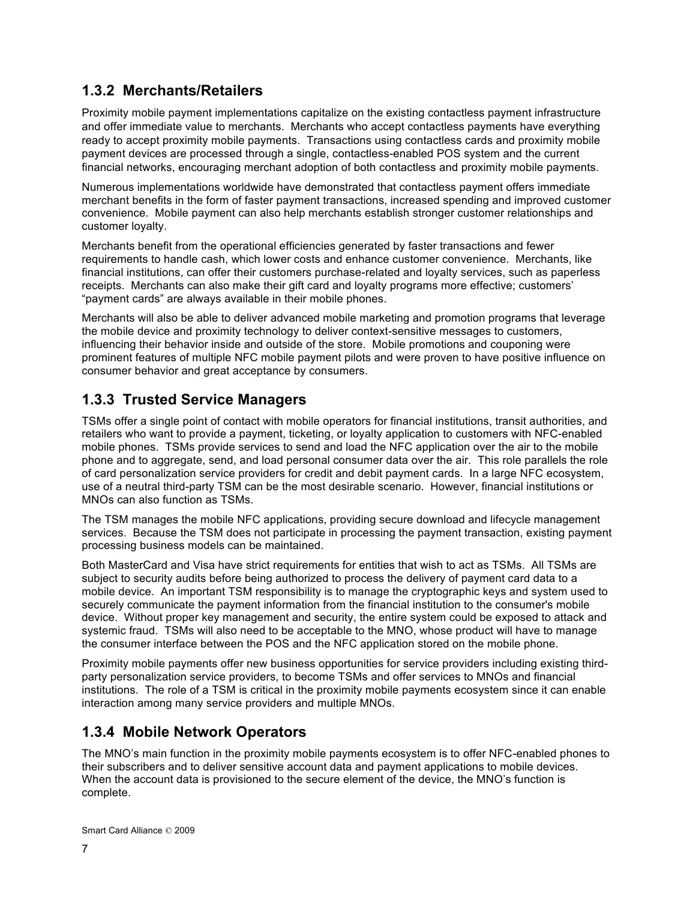### 1.3.2 Merchants/Retailers

Proximity mobile payment implementations capitalize on the existing contactless payment infrastructure and offer immediate value to merchants. Merchants who accept contactless payments have everything ready to accept proximity mobile payments. Transactions using contactless cards and proximity mobile payment devices are processed through a single, contactless-enabled POS system and the current financial networks, encouraging merchant adoption of both contactless and proximity mobile payments.

Numerous implementations worldwide have demonstrated that contactless payment offers immediate merchant benefits in the form of faster payment transactions, increased spending and improved customer convenience. Mobile payment can also help merchants establish stronger customer relationships and customer loyalty.

Merchants benefit from the operational efficiencies generated by faster transactions and fewer requirements to handle cash, which lower costs and enhance customer convenience. Merchants, like financial institutions, can offer their customers purchase-related and loyalty services, such as paperless receipts. Merchants can also make their gift card and loyalty programs more effective; customers' "payment cards" are always available in their mobile phones.

Merchants will also be able to deliver advanced mobile marketing and promotion programs that leverage the mobile device and proximity technology to deliver context-sensitive messages to customers, influencing their behavior inside and outside of the store. Mobile promotions and couponing were prominent features of multiple NFC mobile payment pilots and were proven to have positive influence on consumer behavior and great acceptance by consumers.

### 1.3.3 Trusted Service Managers

TSMs offer a single point of contact with mobile operators for financial institutions, transit authorities, and retailers who want to provide a payment, ticketing, or loyalty application to customers with NFC-enabled mobile phones. TSMs provide services to send and load the NFC application over the air to the mobile phone and to aggregate, send, and load personal consumer data over the air. This role parallels the role of card personalization service providers for credit and debit payment cards. In a large NFC ecosystem, use of a neutral third-party TSM can be the most desirable scenario. However, financial institutions or MNOs can also function as TSMs.

The TSM manages the mobile NFC applications, providing secure download and lifecycle management services. Because the TSM does not participate in processing the payment transaction, existing payment processing business models can be maintained.

Both MasterCard and Visa have strict requirements for entities that wish to act as TSMs. All TSMs are subject to security audits before being authorized to process the delivery of payment card data to a mobile device. An important TSM responsibility is to manage the cryptographic keys and system used to securely communicate the payment information from the financial institution to the consumer's mobile device. Without proper key management and security, the entire system could be exposed to attack and systemic fraud. TSMs will also need to be acceptable to the MNO, whose product will have to manage the consumer interface between the POS and the NFC application stored on the mobile phone.

Proximity mobile payments offer new business opportunities for service providers including existing third-party personalization service providers, to become TSMs and offer services to MNOs and financial institutions. The role of a TSM is critical in the proximity mobile payments ecosystem since it can enable interaction among many service providers and multiple MNOs.

### 1.3.4 Mobile Network Operators

The MNO's main function in the proximity mobile payments ecosystem is to offer NFC-enabled phones to their subscribers and to deliver sensitive account data and payment applications to mobile devices. When the account data is provisioned to the secure element of the device, the MNO's function is complete.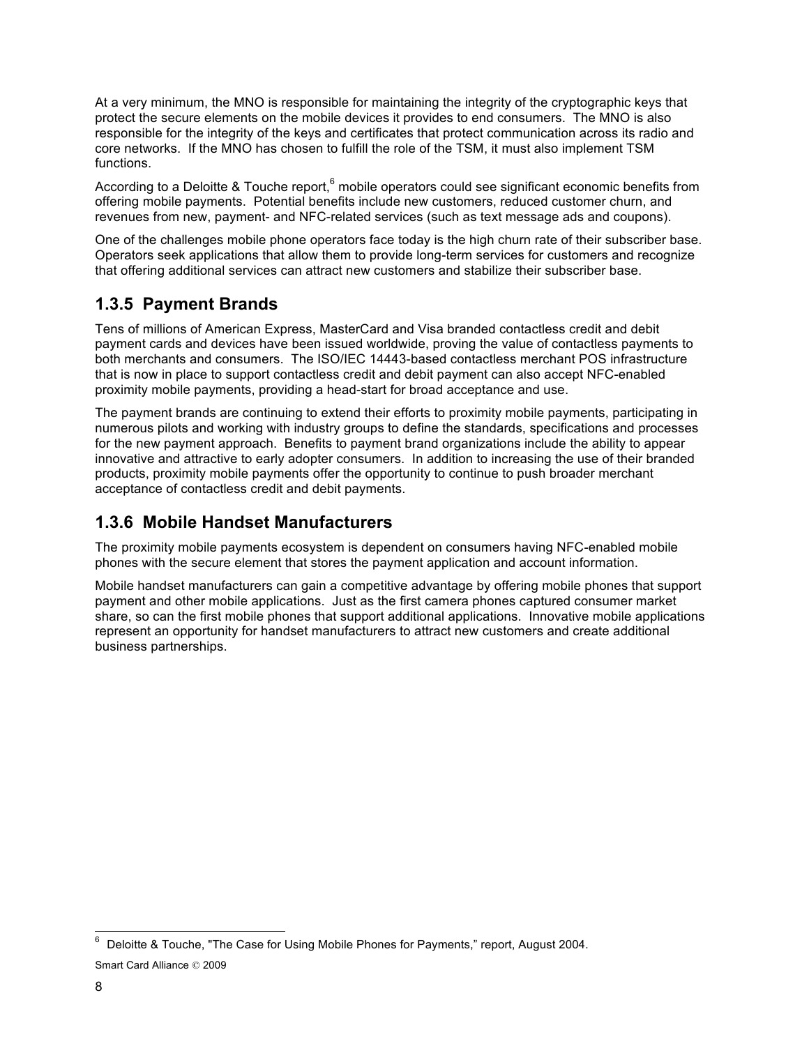At a very minimum, the MNO is responsible for maintaining the integrity of the cryptographic keys that protect the secure elements on the mobile devices it provides to end consumers. The MNO is also responsible for the integrity of the keys and certificates that protect communication across its radio and core networks. If the MNO has chosen to fulfill the role of the TSM, it must also implement TSM functions.

According to a Deloitte & Touche report,[6] mobile operators could see significant economic benefits from offering mobile payments. Potential benefits include new customers, reduced customer churn, and revenues from new, payment- and NFC-related services (such as text message ads and coupons).

One of the challenges mobile phone operators face today is the high churn rate of their subscriber base. Operators seek applications that allow them to provide long-term services for customers and recognize that offering additional services can attract new customers and stabilize their subscriber base.

### 1.3.5 Payment Brands

Tens of millions of American Express, MasterCard and Visa branded contactless credit and debit payment cards and devices have been issued worldwide, proving the value of contactless payments to both merchants and consumers. The ISO/IEC 14443-based contactless merchant POS infrastructure that is now in place to support contactless credit and debit payment can also accept NFC-enabled proximity mobile payments, providing a head-start for broad acceptance and use.

The payment brands are continuing to extend their efforts to proximity mobile payments, participating in numerous pilots and working with industry groups to define the standards, specifications and processes for the new payment approach. Benefits to payment brand organizations include the ability to appear innovative and attractive to early adopter consumers. In addition to increasing the use of their branded products, proximity mobile payments offer the opportunity to continue to push broader merchant acceptance of contactless credit and debit payments.

### 1.3.6 Mobile Handset Manufacturers

The proximity mobile payments ecosystem is dependent on consumers having NFC-enabled mobile phones with the secure element that stores the payment application and account information.

Mobile handset manufacturers can gain a competitive advantage by offering mobile phones that support payment and other mobile applications. Just as the first camera phones captured consumer market share, so can the first mobile phones that support additional applications. Innovative mobile applications represent an opportunity for handset manufacturers to attract new customers and create additional business partnerships.

[6] Deloitte & Touche, "The Case for Using Mobile Phones for Payments," report, August 2004.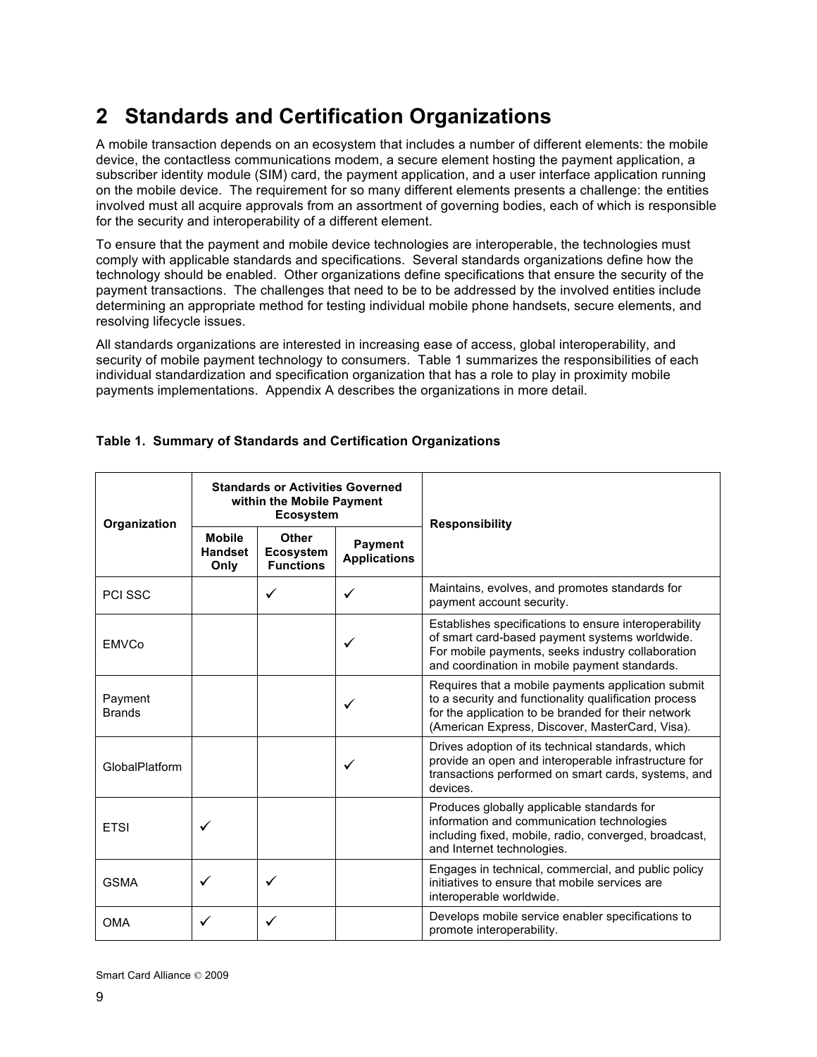# 2 Standards and Certification Organizations

A mobile transaction depends on an ecosystem that includes a number of different elements: the mobile device, the contactless communications modem, a secure element hosting the payment application, a subscriber identity module (SIM) card, the payment application, and a user interface application running on the mobile device. The requirement for so many different elements presents a challenge: the entities involved must all acquire approvals from an assortment of governing bodies, each of which is responsible for the security and interoperability of a different element.

To ensure that the payment and mobile device technologies are interoperable, the technologies must comply with applicable standards and specifications. Several standards organizations define how the technology should be enabled. Other organizations define specifications that ensure the security of the payment transactions. The challenges that need to be to be addressed by the involved entities include determining an appropriate method for testing individual mobile phone handsets, secure elements, and resolving lifecycle issues.

All standards organizations are interested in increasing ease of access, global interoperability, and security of mobile payment technology to consumers. Table 1 summarizes the responsibilities of each individual standardization and specification organization that has a role to play in proximity mobile payments implementations. Appendix A describes the organizations in more detail.

**Table 1. Summary of Standards and Certification Organizations**

| Organization | Standards or Activities Governed within the Mobile Payment Ecosystem | | | Responsibility |
|---|---|---|---|---|
| | Mobile Handset Only | Other Ecosystem Functions | Payment Applications | |
| PCI SSC | | ✓ | ✓ | Maintains, evolves, and promotes standards for payment account security. |
| EMVCo | | | ✓ | Establishes specifications to ensure interoperability of smart card-based payment systems worldwide. For mobile payments, seeks industry collaboration and coordination in mobile payment standards. |
| Payment Brands | | | ✓ | Requires that a mobile payments application submit to a security and functionality qualification process for the application to be branded for their network (American Express, Discover, MasterCard, Visa). |
| GlobalPlatform | | | ✓ | Drives adoption of its technical standards, which provide an open and interoperable infrastructure for transactions performed on smart cards, systems, and devices. |
| ETSI | ✓ | | | Produces globally applicable standards for information and communication technologies including fixed, mobile, radio, converged, broadcast, and Internet technologies. |
| GSMA | ✓ | ✓ | | Engages in technical, commercial, and public policy initiatives to ensure that mobile services are interoperable worldwide. |
| OMA | ✓ | ✓ | | Develops mobile service enabler specifications to promote interoperability. |

Smart Card Alliance © 2009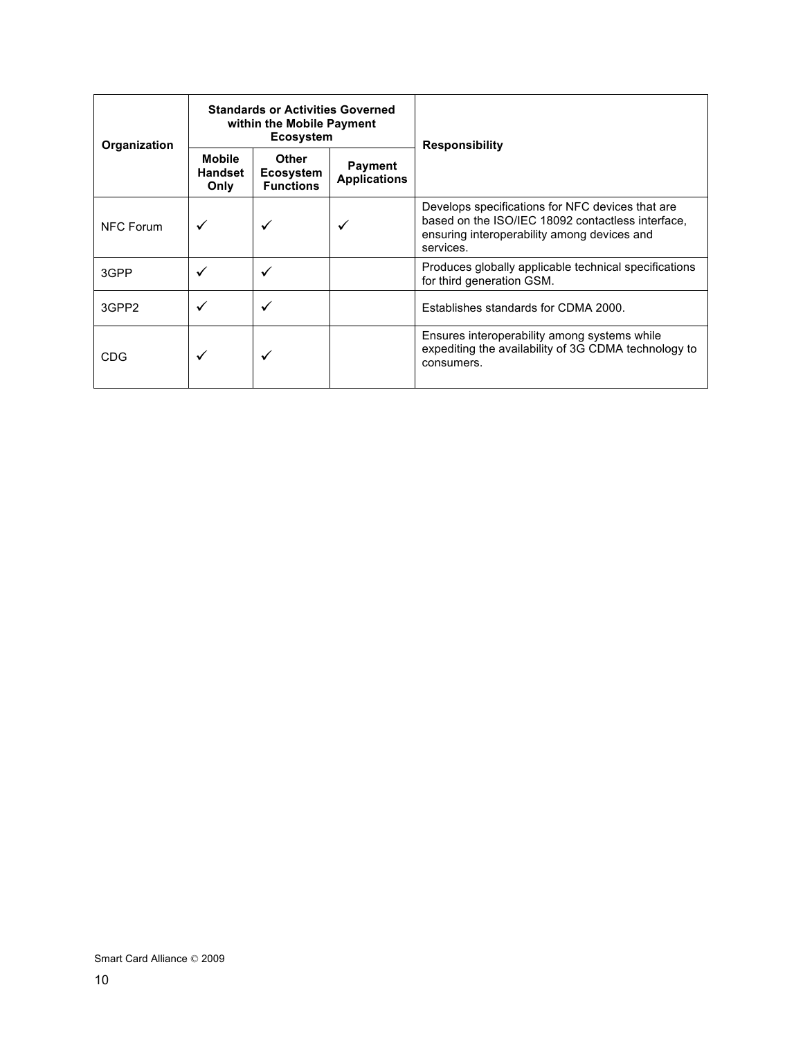| Organization | Standards or Activities Governed within the Mobile Payment Ecosystem | | | Responsibility |
|---|---|---|---|---|
| | Mobile Handset Only | Other Ecosystem Functions | Payment Applications | |
| NFC Forum | ✓ | ✓ | ✓ | Develops specifications for NFC devices that are based on the ISO/IEC 18092 contactless interface, ensuring interoperability among devices and services. |
| 3GPP | ✓ | ✓ | | Produces globally applicable technical specifications for third generation GSM. |
| 3GPP2 | ✓ | ✓ | | Establishes standards for CDMA 2000. |
| CDG | ✓ | ✓ | | Ensures interoperability among systems while expediting the availability of 3G CDMA technology to consumers. |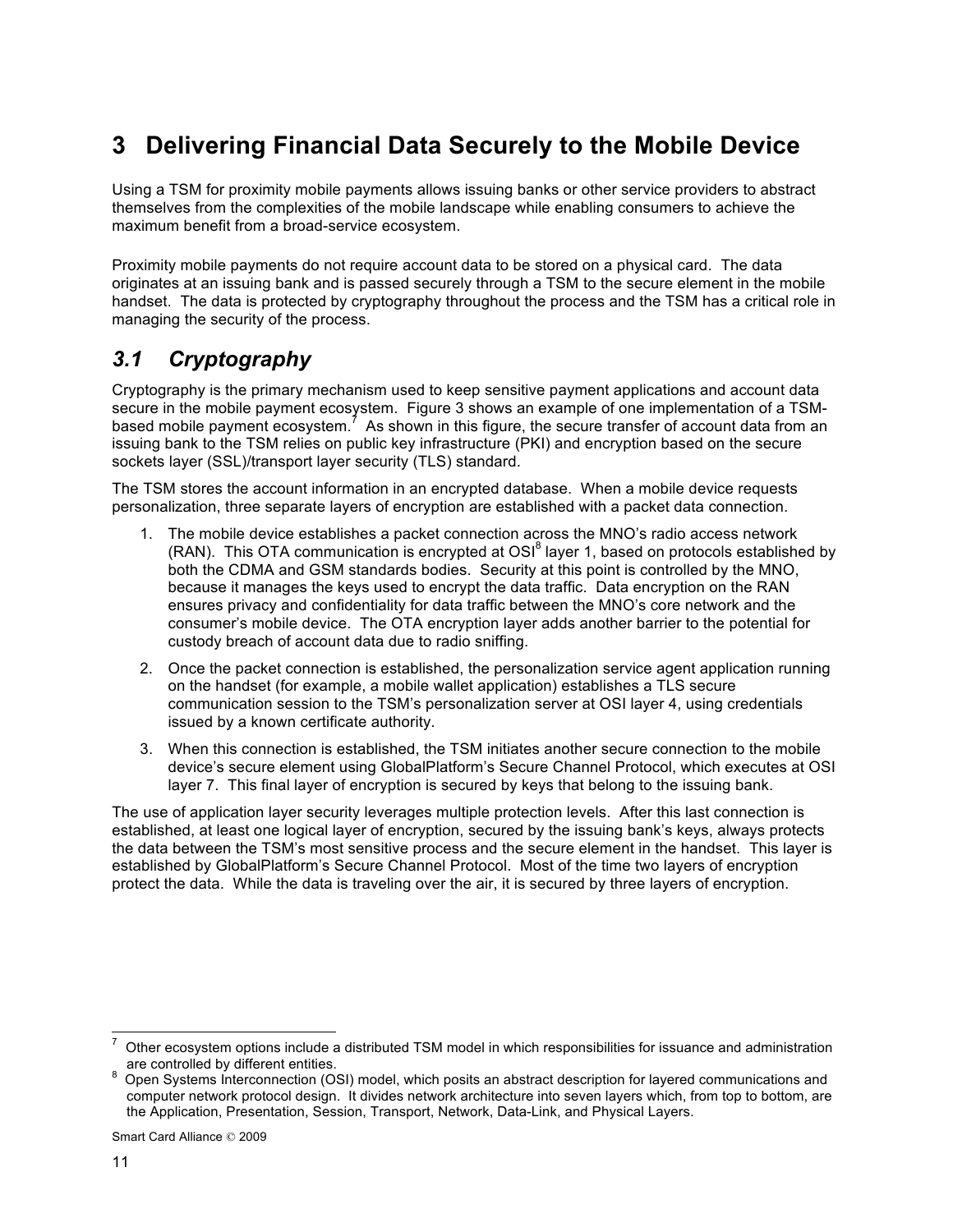# 3 Delivering Financial Data Securely to the Mobile Device

Using a TSM for proximity mobile payments allows issuing banks or other service providers to abstract themselves from the complexities of the mobile landscape while enabling consumers to achieve the maximum benefit from a broad-service ecosystem.

Proximity mobile payments do not require account data to be stored on a physical card. The data originates at an issuing bank and is passed securely through a TSM to the secure element in the mobile handset. The data is protected by cryptography throughout the process and the TSM has a critical role in managing the security of the process.

## *3.1 Cryptography*

Cryptography is the primary mechanism used to keep sensitive payment applications and account data secure in the mobile payment ecosystem. Figure 3 shows an example of one implementation of a TSM-based mobile payment ecosystem.[7] As shown in this figure, the secure transfer of account data from an issuing bank to the TSM relies on public key infrastructure (PKI) and encryption based on the secure sockets layer (SSL)/transport layer security (TLS) standard.

The TSM stores the account information in an encrypted database. When a mobile device requests personalization, three separate layers of encryption are established with a packet data connection.

1. The mobile device establishes a packet connection across the MNO's radio access network (RAN). This OTA communication is encrypted at OSI[8] layer 1, based on protocols established by both the CDMA and GSM standards bodies. Security at this point is controlled by the MNO, because it manages the keys used to encrypt the data traffic. Data encryption on the RAN ensures privacy and confidentiality for data traffic between the MNO's core network and the consumer's mobile device. The OTA encryption layer adds another barrier to the potential for custody breach of account data due to radio sniffing.
2. Once the packet connection is established, the personalization service agent application running on the handset (for example, a mobile wallet application) establishes a TLS secure communication session to the TSM's personalization server at OSI layer 4, using credentials issued by a known certificate authority.
3. When this connection is established, the TSM initiates another secure connection to the mobile device's secure element using GlobalPlatform's Secure Channel Protocol, which executes at OSI layer 7. This final layer of encryption is secured by keys that belong to the issuing bank.

The use of application layer security leverages multiple protection levels. After this last connection is established, at least one logical layer of encryption, secured by the issuing bank's keys, always protects the data between the TSM's most sensitive process and the secure element in the handset. This layer is established by GlobalPlatform's Secure Channel Protocol. Most of the time two layers of encryption protect the data. While the data is traveling over the air, it is secured by three layers of encryption.

---

[7] Other ecosystem options include a distributed TSM model in which responsibilities for issuance and administration are controlled by different entities.

[8] Open Systems Interconnection (OSI) model, which posits an abstract description for layered communications and computer network protocol design. It divides network architecture into seven layers which, from top to bottom, are the Application, Presentation, Session, Transport, Network, Data-Link, and Physical Layers.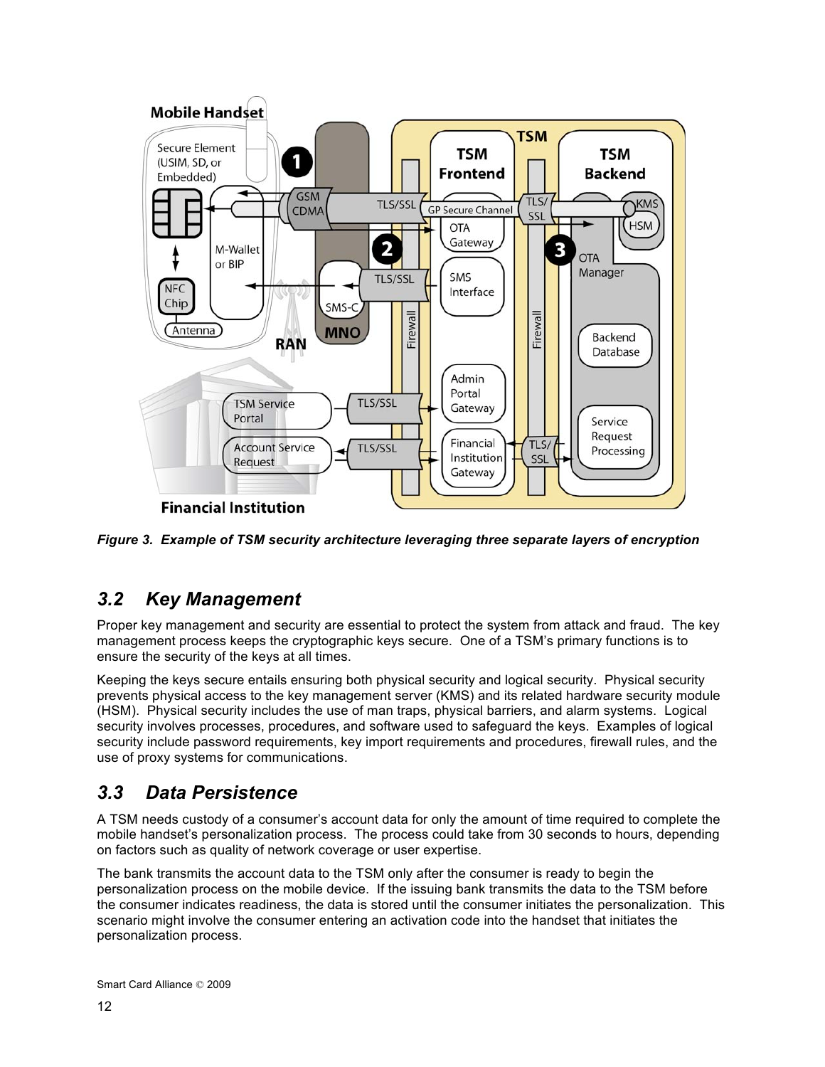*Figure 3. Example of TSM security architecture leveraging three separate layers of encryption*

## 3.2 Key Management

Proper key management and security are essential to protect the system from attack and fraud. The key management process keeps the cryptographic keys secure. One of a TSM's primary functions is to ensure the security of the keys at all times.

Keeping the keys secure entails ensuring both physical security and logical security. Physical security prevents physical access to the key management server (KMS) and its related hardware security module (HSM). Physical security includes the use of man traps, physical barriers, and alarm systems. Logical security involves processes, procedures, and software used to safeguard the keys. Examples of logical security include password requirements, key import requirements and procedures, firewall rules, and the use of proxy systems for communications.

## 3.3 Data Persistence

A TSM needs custody of a consumer's account data for only the amount of time required to complete the mobile handset's personalization process. The process could take from 30 seconds to hours, depending on factors such as quality of network coverage or user expertise.

The bank transmits the account data to the TSM only after the consumer is ready to begin the personalization process on the mobile device. If the issuing bank transmits the data to the TSM before the consumer indicates readiness, the data is stored until the consumer initiates the personalization. This scenario might involve the consumer entering an activation code into the handset that initiates the personalization process.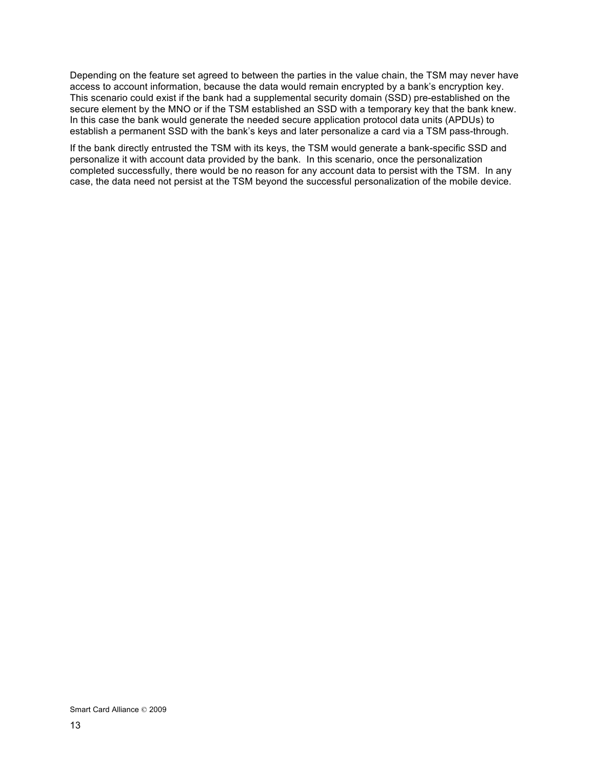Depending on the feature set agreed to between the parties in the value chain, the TSM may never have access to account information, because the data would remain encrypted by a bank's encryption key. This scenario could exist if the bank had a supplemental security domain (SSD) pre-established on the secure element by the MNO or if the TSM established an SSD with a temporary key that the bank knew. In this case the bank would generate the needed secure application protocol data units (APDUs) to establish a permanent SSD with the bank's keys and later personalize a card via a TSM pass-through.

If the bank directly entrusted the TSM with its keys, the TSM would generate a bank-specific SSD and personalize it with account data provided by the bank. In this scenario, once the personalization completed successfully, there would be no reason for any account data to persist with the TSM. In any case, the data need not persist at the TSM beyond the successful personalization of the mobile device.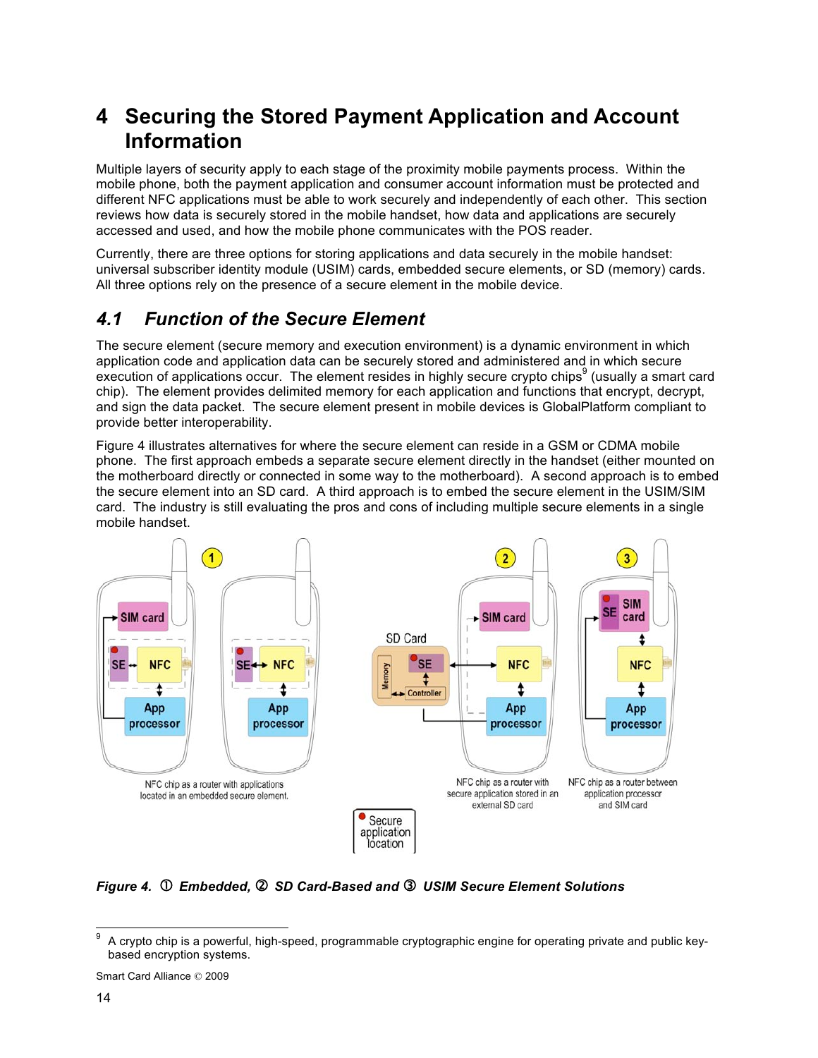# 4 Securing the Stored Payment Application and Account Information

Multiple layers of security apply to each stage of the proximity mobile payments process. Within the mobile phone, both the payment application and consumer account information must be protected and different NFC applications must be able to work securely and independently of each other. This section reviews how data is securely stored in the mobile handset, how data and applications are securely accessed and used, and how the mobile phone communicates with the POS reader.

Currently, there are three options for storing applications and data securely in the mobile handset: universal subscriber identity module (USIM) cards, embedded secure elements, or SD (memory) cards. All three options rely on the presence of a secure element in the mobile device.

## *4.1 Function of the Secure Element*

The secure element (secure memory and execution environment) is a dynamic environment in which application code and application data can be securely stored and administered and in which secure execution of applications occur. The element resides in highly secure crypto chips[9] (usually a smart card chip). The element provides delimited memory for each application and functions that encrypt, decrypt, and sign the data packet. The secure element present in mobile devices is GlobalPlatform compliant to provide better interoperability.

Figure 4 illustrates alternatives for where the secure element can reside in a GSM or CDMA mobile phone. The first approach embeds a separate secure element directly in the handset (either mounted on the motherboard directly or connected in some way to the motherboard). A second approach is to embed the secure element into an SD card. A third approach is to embed the secure element in the USIM/SIM card. The industry is still evaluating the pros and cons of including multiple secure elements in a single mobile handset.

***Figure 4. ① Embedded, ② SD Card-Based and ③ USIM Secure Element Solutions***

---

[9] A crypto chip is a powerful, high-speed, programmable cryptographic engine for operating private and public key-based encryption systems.

Smart Card Alliance © 2009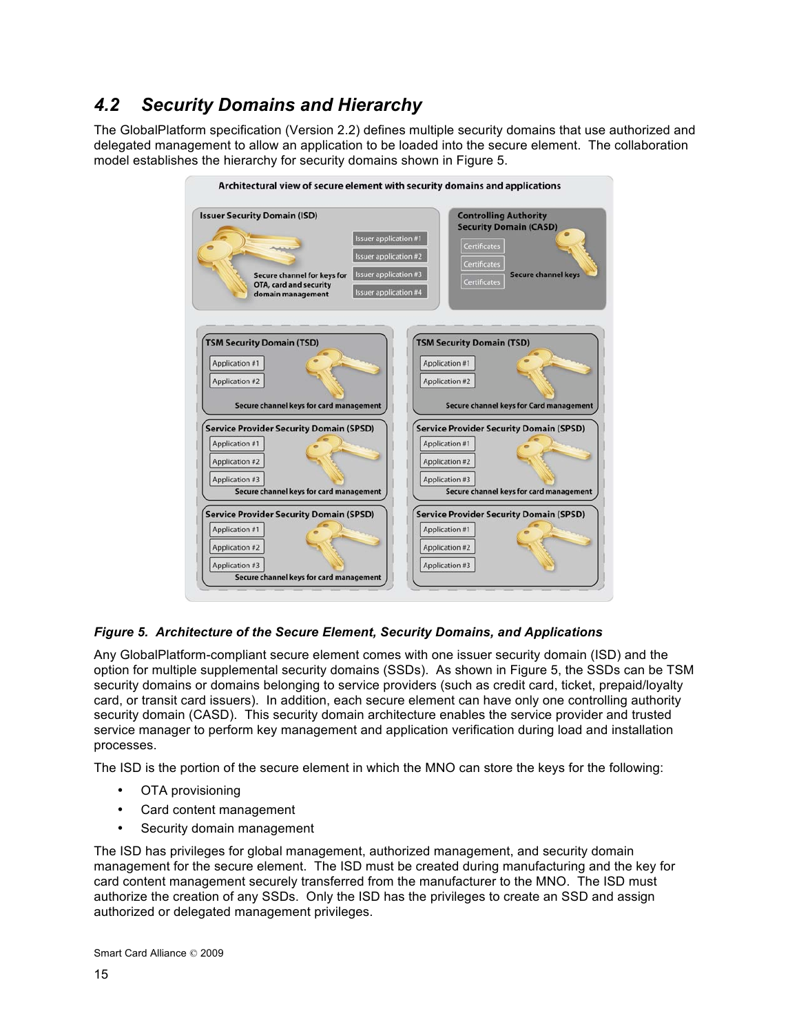## 4.2 Security Domains and Hierarchy

The GlobalPlatform specification (Version 2.2) defines multiple security domains that use authorized and delegated management to allow an application to be loaded into the secure element. The collaboration model establishes the hierarchy for security domains shown in Figure 5.

***Figure 5. Architecture of the Secure Element, Security Domains, and Applications***

Any GlobalPlatform-compliant secure element comes with one issuer security domain (ISD) and the option for multiple supplemental security domains (SSDs). As shown in Figure 5, the SSDs can be TSM security domains or domains belonging to service providers (such as credit card, ticket, prepaid/loyalty card, or transit card issuers). In addition, each secure element can have only one controlling authority security domain (CASD). This security domain architecture enables the service provider and trusted service manager to perform key management and application verification during load and installation processes.

The ISD is the portion of the secure element in which the MNO can store the keys for the following:

- OTA provisioning
- Card content management
- Security domain management

The ISD has privileges for global management, authorized management, and security domain management for the secure element. The ISD must be created during manufacturing and the key for card content management securely transferred from the manufacturer to the MNO. The ISD must authorize the creation of any SSDs. Only the ISD has the privileges to create an SSD and assign authorized or delegated management privileges.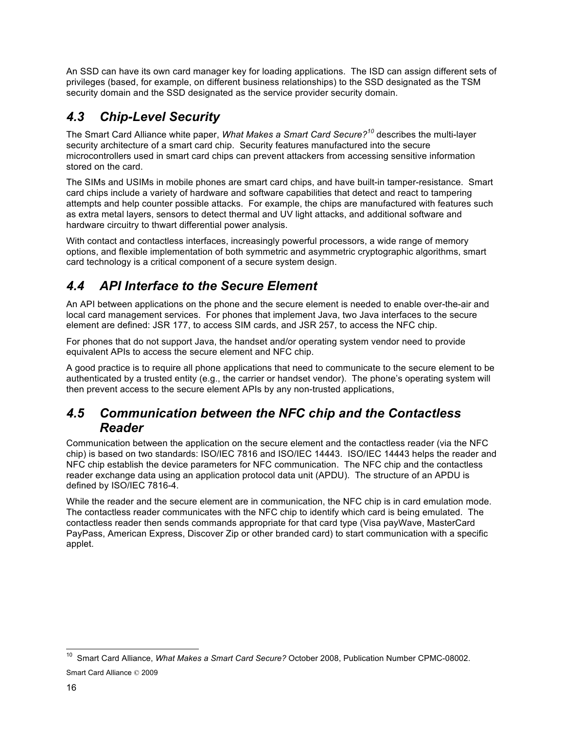An SSD can have its own card manager key for loading applications. The ISD can assign different sets of privileges (based, for example, on different business relationships) to the SSD designated as the TSM security domain and the SSD designated as the service provider security domain.

## *4.3 Chip-Level Security*

The Smart Card Alliance white paper, *What Makes a Smart Card Secure?*[10] describes the multi-layer security architecture of a smart card chip. Security features manufactured into the secure microcontrollers used in smart card chips can prevent attackers from accessing sensitive information stored on the card.

The SIMs and USIMs in mobile phones are smart card chips, and have built-in tamper-resistance. Smart card chips include a variety of hardware and software capabilities that detect and react to tampering attempts and help counter possible attacks. For example, the chips are manufactured with features such as extra metal layers, sensors to detect thermal and UV light attacks, and additional software and hardware circuitry to thwart differential power analysis.

With contact and contactless interfaces, increasingly powerful processors, a wide range of memory options, and flexible implementation of both symmetric and asymmetric cryptographic algorithms, smart card technology is a critical component of a secure system design.

## *4.4 API Interface to the Secure Element*

An API between applications on the phone and the secure element is needed to enable over-the-air and local card management services. For phones that implement Java, two Java interfaces to the secure element are defined: JSR 177, to access SIM cards, and JSR 257, to access the NFC chip.

For phones that do not support Java, the handset and/or operating system vendor need to provide equivalent APIs to access the secure element and NFC chip.

A good practice is to require all phone applications that need to communicate to the secure element to be authenticated by a trusted entity (e.g., the carrier or handset vendor). The phone's operating system will then prevent access to the secure element APIs by any non-trusted applications,

## *4.5 Communication between the NFC chip and the Contactless Reader*

Communication between the application on the secure element and the contactless reader (via the NFC chip) is based on two standards: ISO/IEC 7816 and ISO/IEC 14443. ISO/IEC 14443 helps the reader and NFC chip establish the device parameters for NFC communication. The NFC chip and the contactless reader exchange data using an application protocol data unit (APDU). The structure of an APDU is defined by ISO/IEC 7816-4.

While the reader and the secure element are in communication, the NFC chip is in card emulation mode. The contactless reader communicates with the NFC chip to identify which card is being emulated. The contactless reader then sends commands appropriate for that card type (Visa payWave, MasterCard PayPass, American Express, Discover Zip or other branded card) to start communication with a specific applet.

---

[10] Smart Card Alliance, *What Makes a Smart Card Secure?* October 2008, Publication Number CPMC-08002.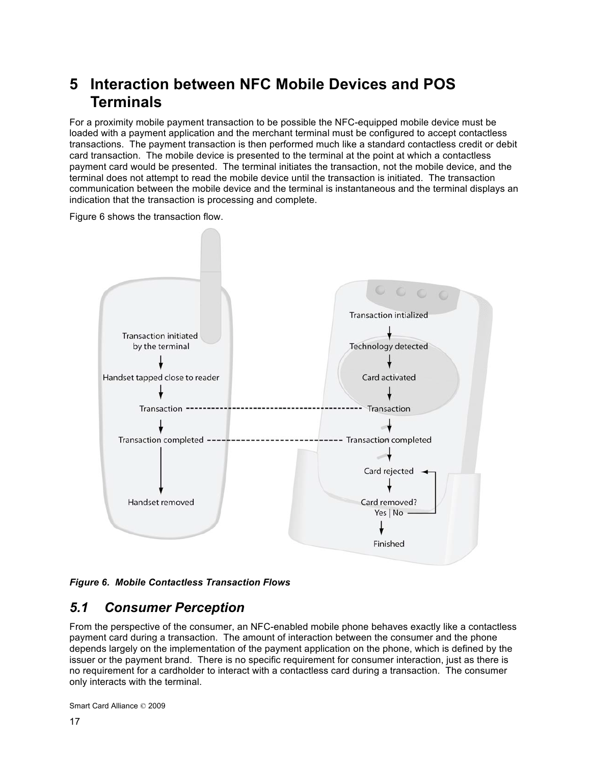# 5 Interaction between NFC Mobile Devices and POS Terminals

For a proximity mobile payment transaction to be possible the NFC-equipped mobile device must be loaded with a payment application and the merchant terminal must be configured to accept contactless transactions. The payment transaction is then performed much like a standard contactless credit or debit card transaction. The mobile device is presented to the terminal at the point at which a contactless payment card would be presented. The terminal initiates the transaction, not the mobile device, and the terminal does not attempt to read the mobile device until the transaction is initiated. The transaction communication between the mobile device and the terminal is instantaneous and the terminal displays an indication that the transaction is processing and complete.

Figure 6 shows the transaction flow.

*Figure 6. Mobile Contactless Transaction Flows*

## 5.1 Consumer Perception

From the perspective of the consumer, an NFC-enabled mobile phone behaves exactly like a contactless payment card during a transaction. The amount of interaction between the consumer and the phone depends largely on the implementation of the payment application on the phone, which is defined by the issuer or the payment brand. There is no specific requirement for consumer interaction, just as there is no requirement for a cardholder to interact with a contactless card during a transaction. The consumer only interacts with the terminal.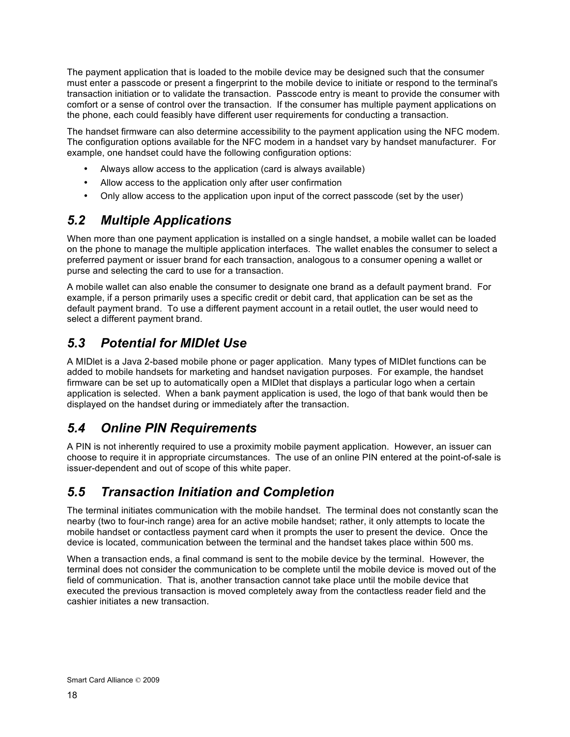The payment application that is loaded to the mobile device may be designed such that the consumer must enter a passcode or present a fingerprint to the mobile device to initiate or respond to the terminal's transaction initiation or to validate the transaction. Passcode entry is meant to provide the consumer with comfort or a sense of control over the transaction. If the consumer has multiple payment applications on the phone, each could feasibly have different user requirements for conducting a transaction.

The handset firmware can also determine accessibility to the payment application using the NFC modem. The configuration options available for the NFC modem in a handset vary by handset manufacturer. For example, one handset could have the following configuration options:

- Always allow access to the application (card is always available)
- Allow access to the application only after user confirmation
- Only allow access to the application upon input of the correct passcode (set by the user)

## *5.2 Multiple Applications*

When more than one payment application is installed on a single handset, a mobile wallet can be loaded on the phone to manage the multiple application interfaces. The wallet enables the consumer to select a preferred payment or issuer brand for each transaction, analogous to a consumer opening a wallet or purse and selecting the card to use for a transaction.

A mobile wallet can also enable the consumer to designate one brand as a default payment brand. For example, if a person primarily uses a specific credit or debit card, that application can be set as the default payment brand. To use a different payment account in a retail outlet, the user would need to select a different payment brand.

## *5.3 Potential for MIDlet Use*

A MIDlet is a Java 2-based mobile phone or pager application. Many types of MIDlet functions can be added to mobile handsets for marketing and handset navigation purposes. For example, the handset firmware can be set up to automatically open a MIDlet that displays a particular logo when a certain application is selected. When a bank payment application is used, the logo of that bank would then be displayed on the handset during or immediately after the transaction.

## *5.4 Online PIN Requirements*

A PIN is not inherently required to use a proximity mobile payment application. However, an issuer can choose to require it in appropriate circumstances. The use of an online PIN entered at the point-of-sale is issuer-dependent and out of scope of this white paper.

## *5.5 Transaction Initiation and Completion*

The terminal initiates communication with the mobile handset. The terminal does not constantly scan the nearby (two to four-inch range) area for an active mobile handset; rather, it only attempts to locate the mobile handset or contactless payment card when it prompts the user to present the device. Once the device is located, communication between the terminal and the handset takes place within 500 ms.

When a transaction ends, a final command is sent to the mobile device by the terminal. However, the terminal does not consider the communication to be complete until the mobile device is moved out of the field of communication. That is, another transaction cannot take place until the mobile device that executed the previous transaction is moved completely away from the contactless reader field and the cashier initiates a new transaction.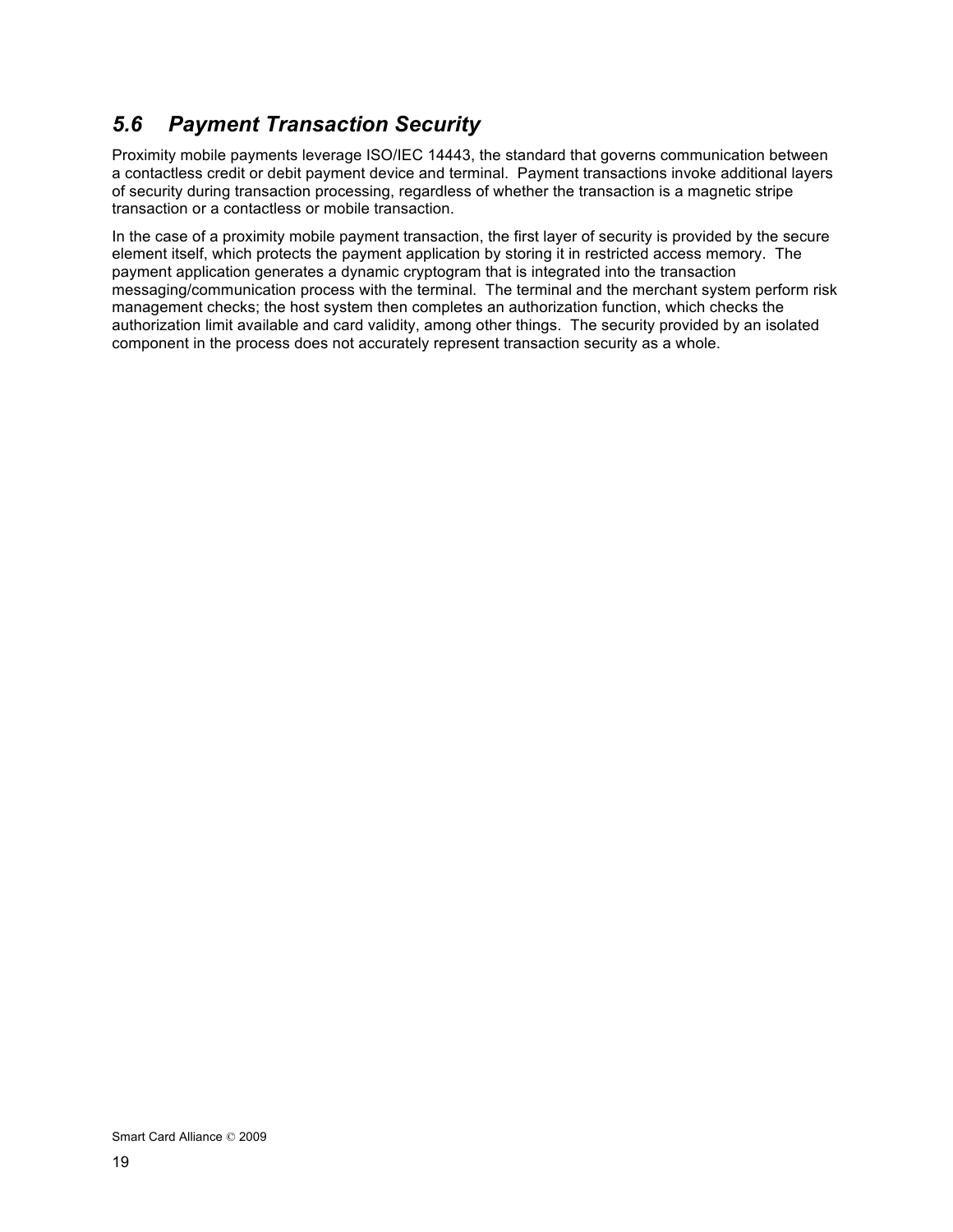## *5.6 Payment Transaction Security*

Proximity mobile payments leverage ISO/IEC 14443, the standard that governs communication between a contactless credit or debit payment device and terminal. Payment transactions invoke additional layers of security during transaction processing, regardless of whether the transaction is a magnetic stripe transaction or a contactless or mobile transaction.

In the case of a proximity mobile payment transaction, the first layer of security is provided by the secure element itself, which protects the payment application by storing it in restricted access memory. The payment application generates a dynamic cryptogram that is integrated into the transaction messaging/communication process with the terminal. The terminal and the merchant system perform risk management checks; the host system then completes an authorization function, which checks the authorization limit available and card validity, among other things. The security provided by an isolated component in the process does not accurately represent transaction security as a whole.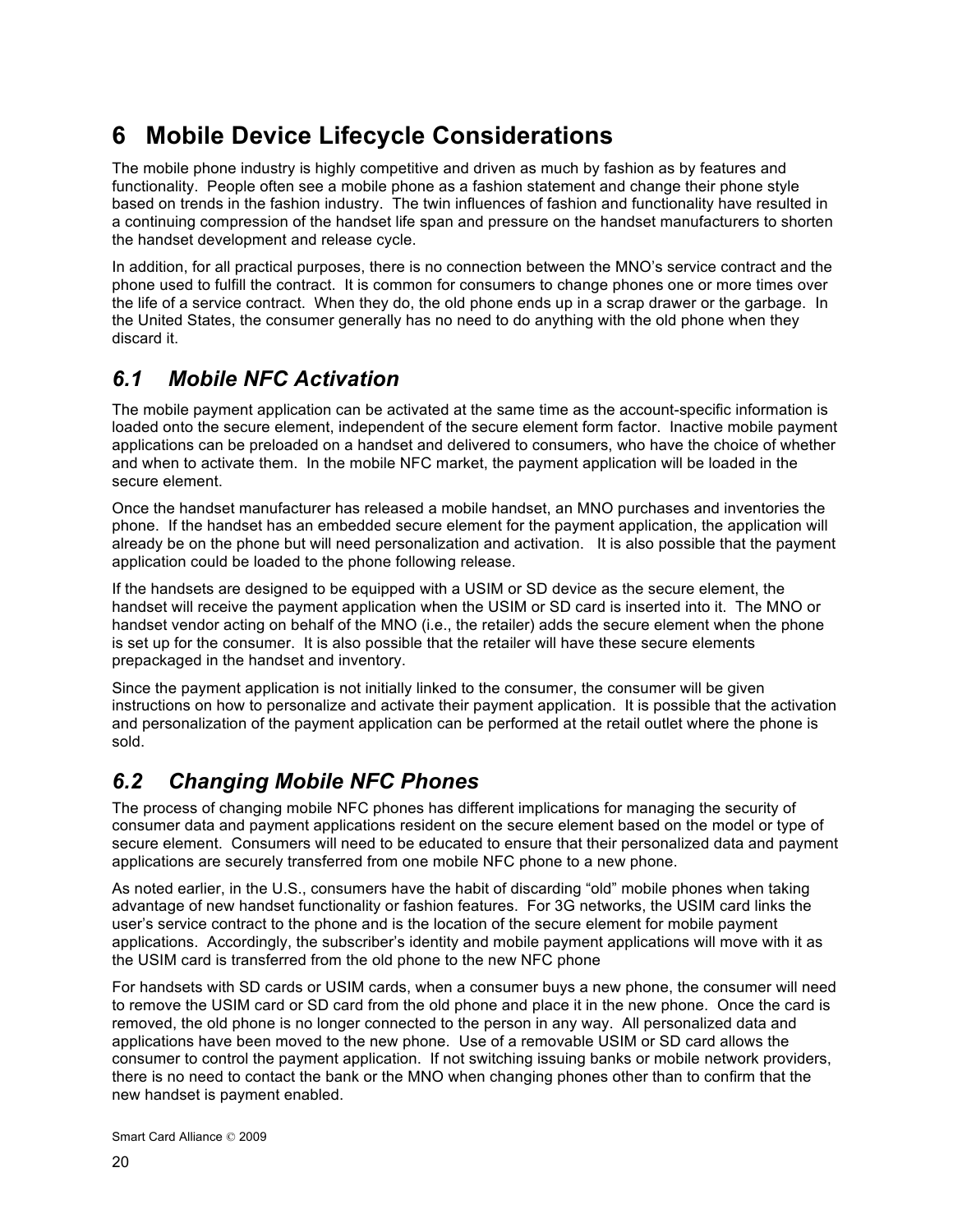# 6 Mobile Device Lifecycle Considerations

The mobile phone industry is highly competitive and driven as much by fashion as by features and functionality. People often see a mobile phone as a fashion statement and change their phone style based on trends in the fashion industry. The twin influences of fashion and functionality have resulted in a continuing compression of the handset life span and pressure on the handset manufacturers to shorten the handset development and release cycle.

In addition, for all practical purposes, there is no connection between the MNO's service contract and the phone used to fulfill the contract. It is common for consumers to change phones one or more times over the life of a service contract. When they do, the old phone ends up in a scrap drawer or the garbage. In the United States, the consumer generally has no need to do anything with the old phone when they discard it.

## *6.1 Mobile NFC Activation*

The mobile payment application can be activated at the same time as the account-specific information is loaded onto the secure element, independent of the secure element form factor. Inactive mobile payment applications can be preloaded on a handset and delivered to consumers, who have the choice of whether and when to activate them. In the mobile NFC market, the payment application will be loaded in the secure element.

Once the handset manufacturer has released a mobile handset, an MNO purchases and inventories the phone. If the handset has an embedded secure element for the payment application, the application will already be on the phone but will need personalization and activation. It is also possible that the payment application could be loaded to the phone following release.

If the handsets are designed to be equipped with a USIM or SD device as the secure element, the handset will receive the payment application when the USIM or SD card is inserted into it. The MNO or handset vendor acting on behalf of the MNO (i.e., the retailer) adds the secure element when the phone is set up for the consumer. It is also possible that the retailer will have these secure elements prepackaged in the handset and inventory.

Since the payment application is not initially linked to the consumer, the consumer will be given instructions on how to personalize and activate their payment application. It is possible that the activation and personalization of the payment application can be performed at the retail outlet where the phone is sold.

## *6.2 Changing Mobile NFC Phones*

The process of changing mobile NFC phones has different implications for managing the security of consumer data and payment applications resident on the secure element based on the model or type of secure element. Consumers will need to be educated to ensure that their personalized data and payment applications are securely transferred from one mobile NFC phone to a new phone.

As noted earlier, in the U.S., consumers have the habit of discarding "old" mobile phones when taking advantage of new handset functionality or fashion features. For 3G networks, the USIM card links the user's service contract to the phone and is the location of the secure element for mobile payment applications. Accordingly, the subscriber's identity and mobile payment applications will move with it as the USIM card is transferred from the old phone to the new NFC phone

For handsets with SD cards or USIM cards, when a consumer buys a new phone, the consumer will need to remove the USIM card or SD card from the old phone and place it in the new phone. Once the card is removed, the old phone is no longer connected to the person in any way. All personalized data and applications have been moved to the new phone. Use of a removable USIM or SD card allows the consumer to control the payment application. If not switching issuing banks or mobile network providers, there is no need to contact the bank or the MNO when changing phones other than to confirm that the new handset is payment enabled.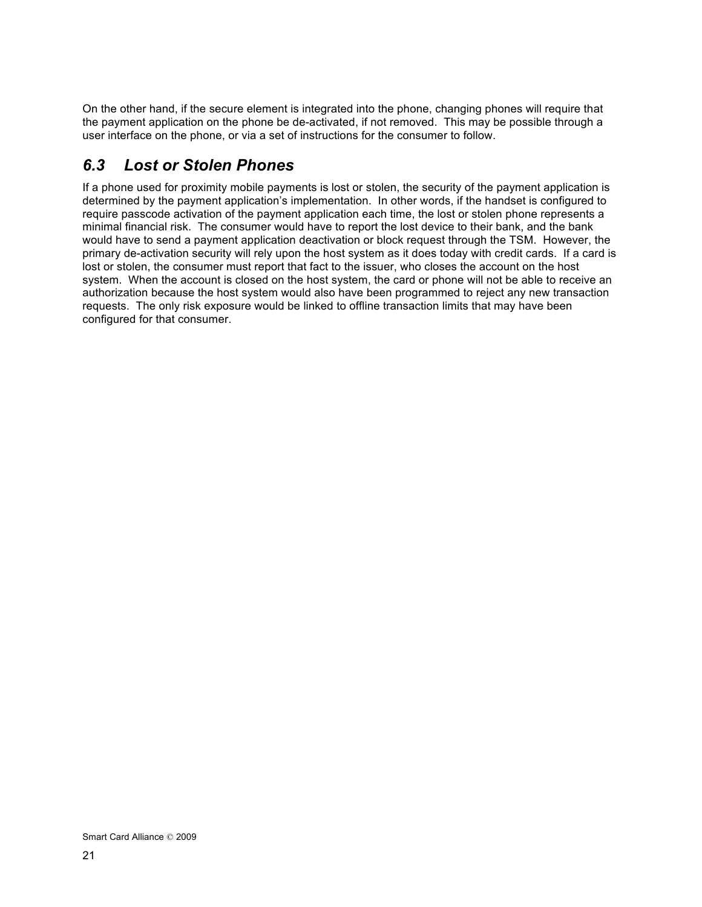On the other hand, if the secure element is integrated into the phone, changing phones will require that the payment application on the phone be de-activated, if not removed. This may be possible through a user interface on the phone, or via a set of instructions for the consumer to follow.

## *6.3 Lost or Stolen Phones*

If a phone used for proximity mobile payments is lost or stolen, the security of the payment application is determined by the payment application's implementation. In other words, if the handset is configured to require passcode activation of the payment application each time, the lost or stolen phone represents a minimal financial risk. The consumer would have to report the lost device to their bank, and the bank would have to send a payment application deactivation or block request through the TSM. However, the primary de-activation security will rely upon the host system as it does today with credit cards. If a card is lost or stolen, the consumer must report that fact to the issuer, who closes the account on the host system. When the account is closed on the host system, the card or phone will not be able to receive an authorization because the host system would also have been programmed to reject any new transaction requests. The only risk exposure would be linked to offline transaction limits that may have been configured for that consumer.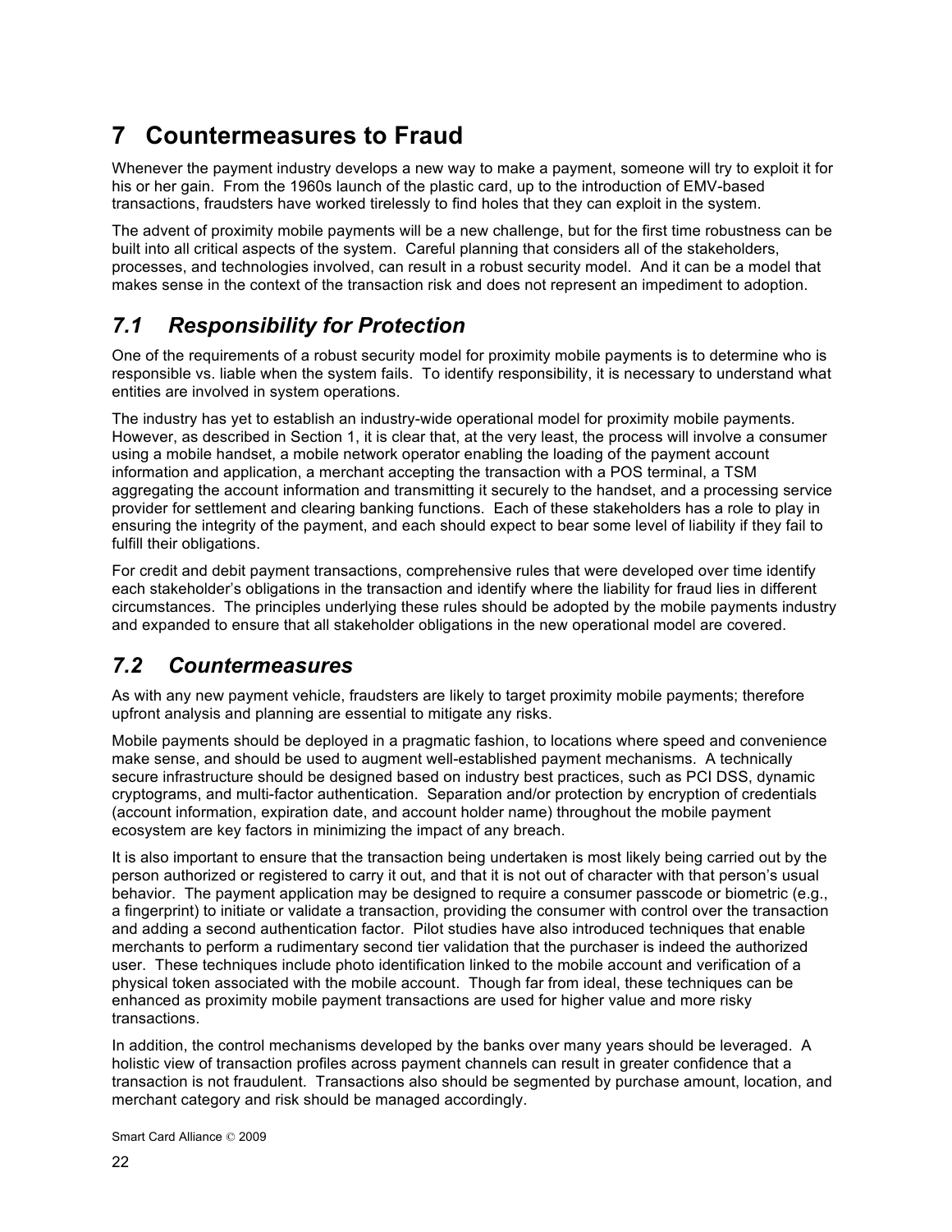# 7 Countermeasures to Fraud

Whenever the payment industry develops a new way to make a payment, someone will try to exploit it for his or her gain. From the 1960s launch of the plastic card, up to the introduction of EMV-based transactions, fraudsters have worked tirelessly to find holes that they can exploit in the system.

The advent of proximity mobile payments will be a new challenge, but for the first time robustness can be built into all critical aspects of the system. Careful planning that considers all of the stakeholders, processes, and technologies involved, can result in a robust security model. And it can be a model that makes sense in the context of the transaction risk and does not represent an impediment to adoption.

## *7.1 Responsibility for Protection*

One of the requirements of a robust security model for proximity mobile payments is to determine who is responsible vs. liable when the system fails. To identify responsibility, it is necessary to understand what entities are involved in system operations.

The industry has yet to establish an industry-wide operational model for proximity mobile payments. However, as described in Section 1, it is clear that, at the very least, the process will involve a consumer using a mobile handset, a mobile network operator enabling the loading of the payment account information and application, a merchant accepting the transaction with a POS terminal, a TSM aggregating the account information and transmitting it securely to the handset, and a processing service provider for settlement and clearing banking functions. Each of these stakeholders has a role to play in ensuring the integrity of the payment, and each should expect to bear some level of liability if they fail to fulfill their obligations.

For credit and debit payment transactions, comprehensive rules that were developed over time identify each stakeholder's obligations in the transaction and identify where the liability for fraud lies in different circumstances. The principles underlying these rules should be adopted by the mobile payments industry and expanded to ensure that all stakeholder obligations in the new operational model are covered.

## *7.2 Countermeasures*

As with any new payment vehicle, fraudsters are likely to target proximity mobile payments; therefore upfront analysis and planning are essential to mitigate any risks.

Mobile payments should be deployed in a pragmatic fashion, to locations where speed and convenience make sense, and should be used to augment well-established payment mechanisms. A technically secure infrastructure should be designed based on industry best practices, such as PCI DSS, dynamic cryptograms, and multi-factor authentication. Separation and/or protection by encryption of credentials (account information, expiration date, and account holder name) throughout the mobile payment ecosystem are key factors in minimizing the impact of any breach.

It is also important to ensure that the transaction being undertaken is most likely being carried out by the person authorized or registered to carry it out, and that it is not out of character with that person's usual behavior. The payment application may be designed to require a consumer passcode or biometric (e.g., a fingerprint) to initiate or validate a transaction, providing the consumer with control over the transaction and adding a second authentication factor. Pilot studies have also introduced techniques that enable merchants to perform a rudimentary second tier validation that the purchaser is indeed the authorized user. These techniques include photo identification linked to the mobile account and verification of a physical token associated with the mobile account. Though far from ideal, these techniques can be enhanced as proximity mobile payment transactions are used for higher value and more risky transactions.

In addition, the control mechanisms developed by the banks over many years should be leveraged. A holistic view of transaction profiles across payment channels can result in greater confidence that a transaction is not fraudulent. Transactions also should be segmented by purchase amount, location, and merchant category and risk should be managed accordingly.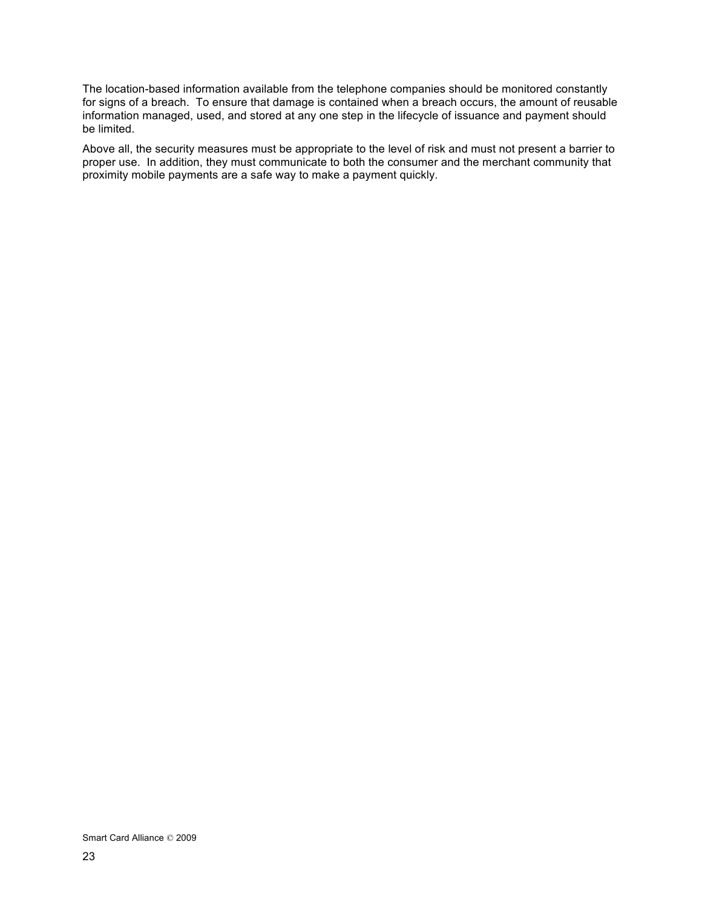The location-based information available from the telephone companies should be monitored constantly for signs of a breach. To ensure that damage is contained when a breach occurs, the amount of reusable information managed, used, and stored at any one step in the lifecycle of issuance and payment should be limited.

Above all, the security measures must be appropriate to the level of risk and must not present a barrier to proper use. In addition, they must communicate to both the consumer and the merchant community that proximity mobile payments are a safe way to make a payment quickly.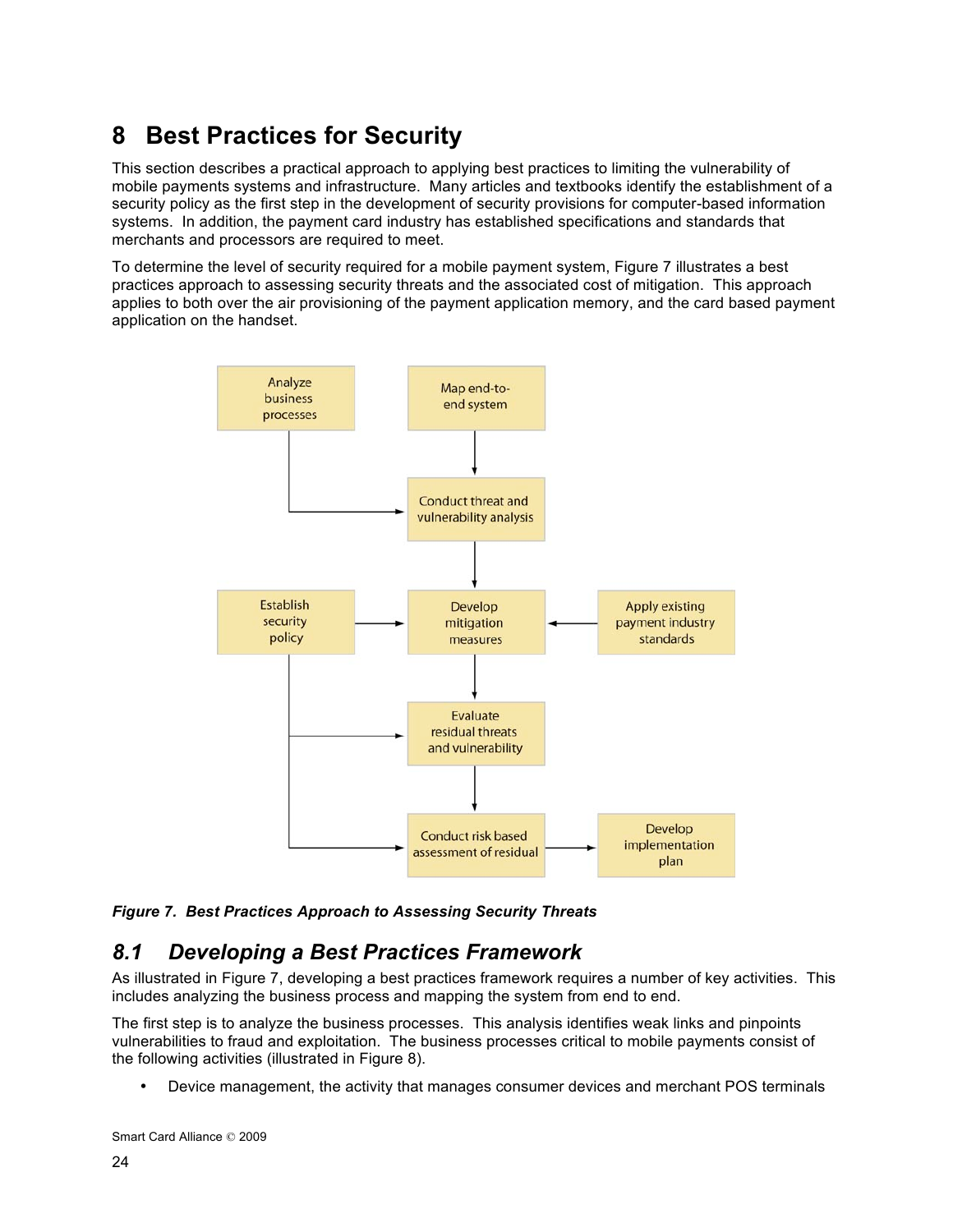# 8 Best Practices for Security

This section describes a practical approach to applying best practices to limiting the vulnerability of mobile payments systems and infrastructure. Many articles and textbooks identify the establishment of a security policy as the first step in the development of security provisions for computer-based information systems. In addition, the payment card industry has established specifications and standards that merchants and processors are required to meet.

To determine the level of security required for a mobile payment system, Figure 7 illustrates a best practices approach to assessing security threats and the associated cost of mitigation. This approach applies to both over the air provisioning of the payment application memory, and the card based payment application on the handset.

*Figure 7. Best Practices Approach to Assessing Security Threats*

## *8.1 Developing a Best Practices Framework*

As illustrated in Figure 7, developing a best practices framework requires a number of key activities. This includes analyzing the business process and mapping the system from end to end.

The first step is to analyze the business processes. This analysis identifies weak links and pinpoints vulnerabilities to fraud and exploitation. The business processes critical to mobile payments consist of the following activities (illustrated in Figure 8).

- Device management, the activity that manages consumer devices and merchant POS terminals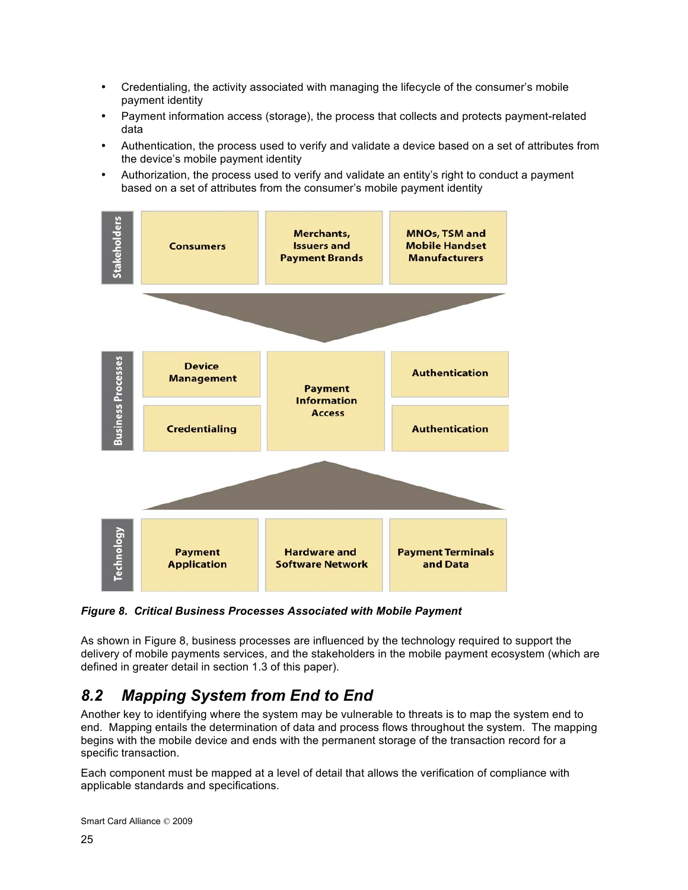- Credentialing, the activity associated with managing the lifecycle of the consumer's mobile payment identity
- Payment information access (storage), the process that collects and protects payment-related data
- Authentication, the process used to verify and validate a device based on a set of attributes from the device's mobile payment identity
- Authorization, the process used to verify and validate an entity's right to conduct a payment based on a set of attributes from the consumer's mobile payment identity

| Stakeholders | | | |
|---|---|---|---|
| | Consumers | Merchants, Issuers and Payment Brands | MNOs, TSM and Mobile Handset Manufacturers |

| Business Processes | | | |
|---|---|---|---|
| | Device Management | Payment Information Access | Authentication |
| | Credentialing | | Authentication |

| Technology | | | |
|---|---|---|---|
| | Payment Application | Hardware and Software Network | Payment Terminals and Data |

***Figure 8. Critical Business Processes Associated with Mobile Payment***

As shown in Figure 8, business processes are influenced by the technology required to support the delivery of mobile payments services, and the stakeholders in the mobile payment ecosystem (which are defined in greater detail in section 1.3 of this paper).

## *8.2 Mapping System from End to End*

Another key to identifying where the system may be vulnerable to threats is to map the system end to end. Mapping entails the determination of data and process flows throughout the system. The mapping begins with the mobile device and ends with the permanent storage of the transaction record for a specific transaction.

Each component must be mapped at a level of detail that allows the verification of compliance with applicable standards and specifications.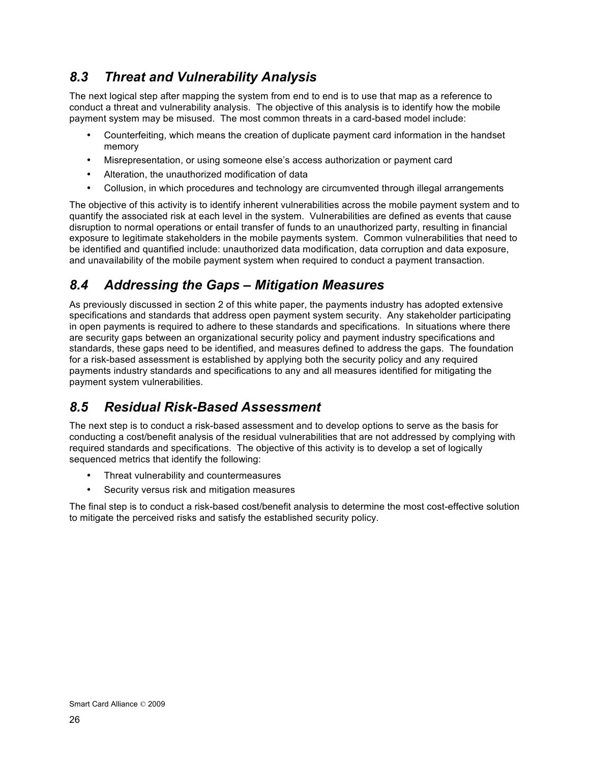## *8.3 Threat and Vulnerability Analysis*

The next logical step after mapping the system from end to end is to use that map as a reference to conduct a threat and vulnerability analysis. The objective of this analysis is to identify how the mobile payment system may be misused. The most common threats in a card-based model include:

- Counterfeiting, which means the creation of duplicate payment card information in the handset memory
- Misrepresentation, or using someone else's access authorization or payment card
- Alteration, the unauthorized modification of data
- Collusion, in which procedures and technology are circumvented through illegal arrangements

The objective of this activity is to identify inherent vulnerabilities across the mobile payment system and to quantify the associated risk at each level in the system. Vulnerabilities are defined as events that cause disruption to normal operations or entail transfer of funds to an unauthorized party, resulting in financial exposure to legitimate stakeholders in the mobile payments system. Common vulnerabilities that need to be identified and quantified include: unauthorized data modification, data corruption and data exposure, and unavailability of the mobile payment system when required to conduct a payment transaction.

## *8.4 Addressing the Gaps – Mitigation Measures*

As previously discussed in section 2 of this white paper, the payments industry has adopted extensive specifications and standards that address open payment system security. Any stakeholder participating in open payments is required to adhere to these standards and specifications. In situations where there are security gaps between an organizational security policy and payment industry specifications and standards, these gaps need to be identified, and measures defined to address the gaps. The foundation for a risk-based assessment is established by applying both the security policy and any required payments industry standards and specifications to any and all measures identified for mitigating the payment system vulnerabilities.

## *8.5 Residual Risk-Based Assessment*

The next step is to conduct a risk-based assessment and to develop options to serve as the basis for conducting a cost/benefit analysis of the residual vulnerabilities that are not addressed by complying with required standards and specifications. The objective of this activity is to develop a set of logically sequenced metrics that identify the following:

- Threat vulnerability and countermeasures
- Security versus risk and mitigation measures

The final step is to conduct a risk-based cost/benefit analysis to determine the most cost-effective solution to mitigate the perceived risks and satisfy the established security policy.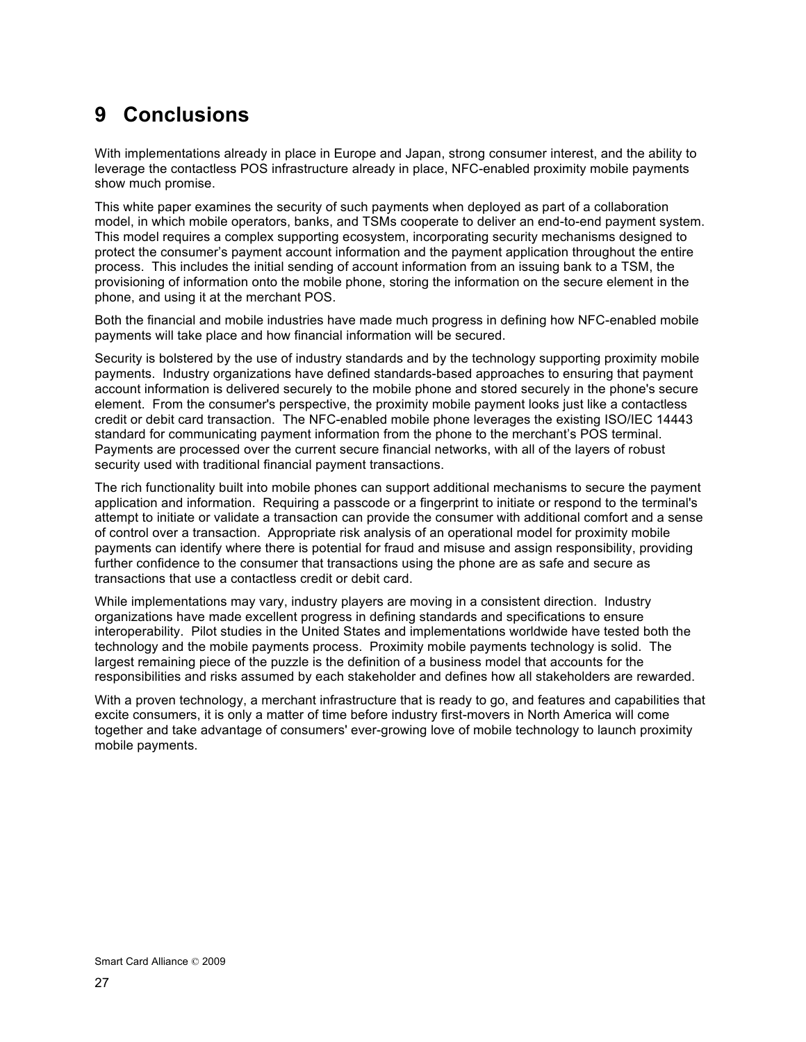# 9 Conclusions

With implementations already in place in Europe and Japan, strong consumer interest, and the ability to leverage the contactless POS infrastructure already in place, NFC-enabled proximity mobile payments show much promise.

This white paper examines the security of such payments when deployed as part of a collaboration model, in which mobile operators, banks, and TSMs cooperate to deliver an end-to-end payment system. This model requires a complex supporting ecosystem, incorporating security mechanisms designed to protect the consumer's payment account information and the payment application throughout the entire process. This includes the initial sending of account information from an issuing bank to a TSM, the provisioning of information onto the mobile phone, storing the information on the secure element in the phone, and using it at the merchant POS.

Both the financial and mobile industries have made much progress in defining how NFC-enabled mobile payments will take place and how financial information will be secured.

Security is bolstered by the use of industry standards and by the technology supporting proximity mobile payments. Industry organizations have defined standards-based approaches to ensuring that payment account information is delivered securely to the mobile phone and stored securely in the phone's secure element. From the consumer's perspective, the proximity mobile payment looks just like a contactless credit or debit card transaction. The NFC-enabled mobile phone leverages the existing ISO/IEC 14443 standard for communicating payment information from the phone to the merchant's POS terminal. Payments are processed over the current secure financial networks, with all of the layers of robust security used with traditional financial payment transactions.

The rich functionality built into mobile phones can support additional mechanisms to secure the payment application and information. Requiring a passcode or a fingerprint to initiate or respond to the terminal's attempt to initiate or validate a transaction can provide the consumer with additional comfort and a sense of control over a transaction. Appropriate risk analysis of an operational model for proximity mobile payments can identify where there is potential for fraud and misuse and assign responsibility, providing further confidence to the consumer that transactions using the phone are as safe and secure as transactions that use a contactless credit or debit card.

While implementations may vary, industry players are moving in a consistent direction. Industry organizations have made excellent progress in defining standards and specifications to ensure interoperability. Pilot studies in the United States and implementations worldwide have tested both the technology and the mobile payments process. Proximity mobile payments technology is solid. The largest remaining piece of the puzzle is the definition of a business model that accounts for the responsibilities and risks assumed by each stakeholder and defines how all stakeholders are rewarded.

With a proven technology, a merchant infrastructure that is ready to go, and features and capabilities that excite consumers, it is only a matter of time before industry first-movers in North America will come together and take advantage of consumers' ever-growing love of mobile technology to launch proximity mobile payments.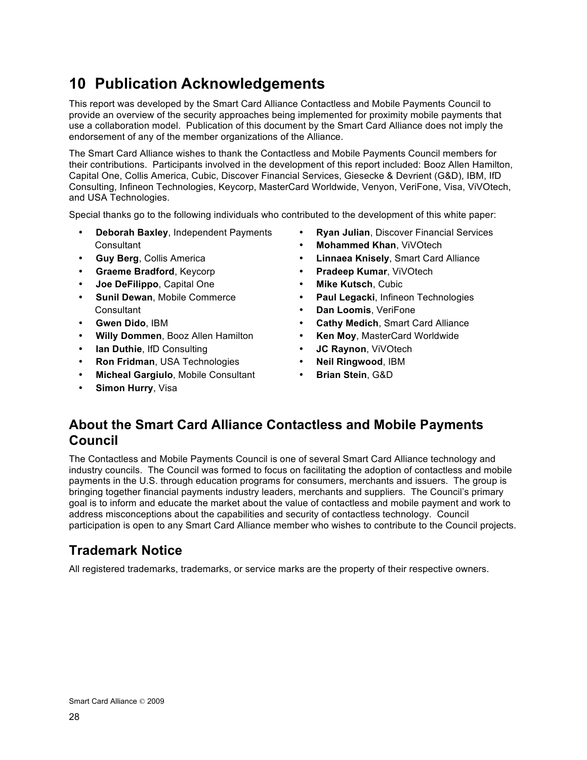# 10 Publication Acknowledgements

This report was developed by the Smart Card Alliance Contactless and Mobile Payments Council to provide an overview of the security approaches being implemented for proximity mobile payments that use a collaboration model. Publication of this document by the Smart Card Alliance does not imply the endorsement of any of the member organizations of the Alliance.

The Smart Card Alliance wishes to thank the Contactless and Mobile Payments Council members for their contributions. Participants involved in the development of this report included: Booz Allen Hamilton, Capital One, Collis America, Cubic, Discover Financial Services, Giesecke & Devrient (G&D), IBM, IfD Consulting, Infineon Technologies, Keycorp, MasterCard Worldwide, Venyon, VeriFone, Visa, ViVOtech, and USA Technologies.

Special thanks go to the following individuals who contributed to the development of this white paper:

- **Deborah Baxley**, Independent Payments Consultant
- **Guy Berg**, Collis America
- **Graeme Bradford**, Keycorp
- **Joe DeFilippo**, Capital One
- **Sunil Dewan**, Mobile Commerce Consultant
- **Gwen Dido**, IBM
- **Willy Dommen**, Booz Allen Hamilton
- **Ian Duthie**, IfD Consulting
- **Ron Fridman**, USA Technologies
- **Micheal Gargiulo**, Mobile Consultant
- **Simon Hurry**, Visa
- **Ryan Julian**, Discover Financial Services
- **Mohammed Khan**, ViVOtech
- **Linnaea Knisely**, Smart Card Alliance
- **Pradeep Kumar**, ViVOtech
- **Mike Kutsch**, Cubic
- **Paul Legacki**, Infineon Technologies
- **Dan Loomis**, VeriFone
- **Cathy Medich**, Smart Card Alliance
- **Ken Moy**, MasterCard Worldwide
- **JC Raynon**, ViVOtech
- **Neil Ringwood**, IBM
- **Brian Stein**, G&D

## About the Smart Card Alliance Contactless and Mobile Payments Council

The Contactless and Mobile Payments Council is one of several Smart Card Alliance technology and industry councils. The Council was formed to focus on facilitating the adoption of contactless and mobile payments in the U.S. through education programs for consumers, merchants and issuers. The group is bringing together financial payments industry leaders, merchants and suppliers. The Council's primary goal is to inform and educate the market about the value of contactless and mobile payment and work to address misconceptions about the capabilities and security of contactless technology. Council participation is open to any Smart Card Alliance member who wishes to contribute to the Council projects.

## Trademark Notice

All registered trademarks, trademarks, or service marks are the property of their respective owners.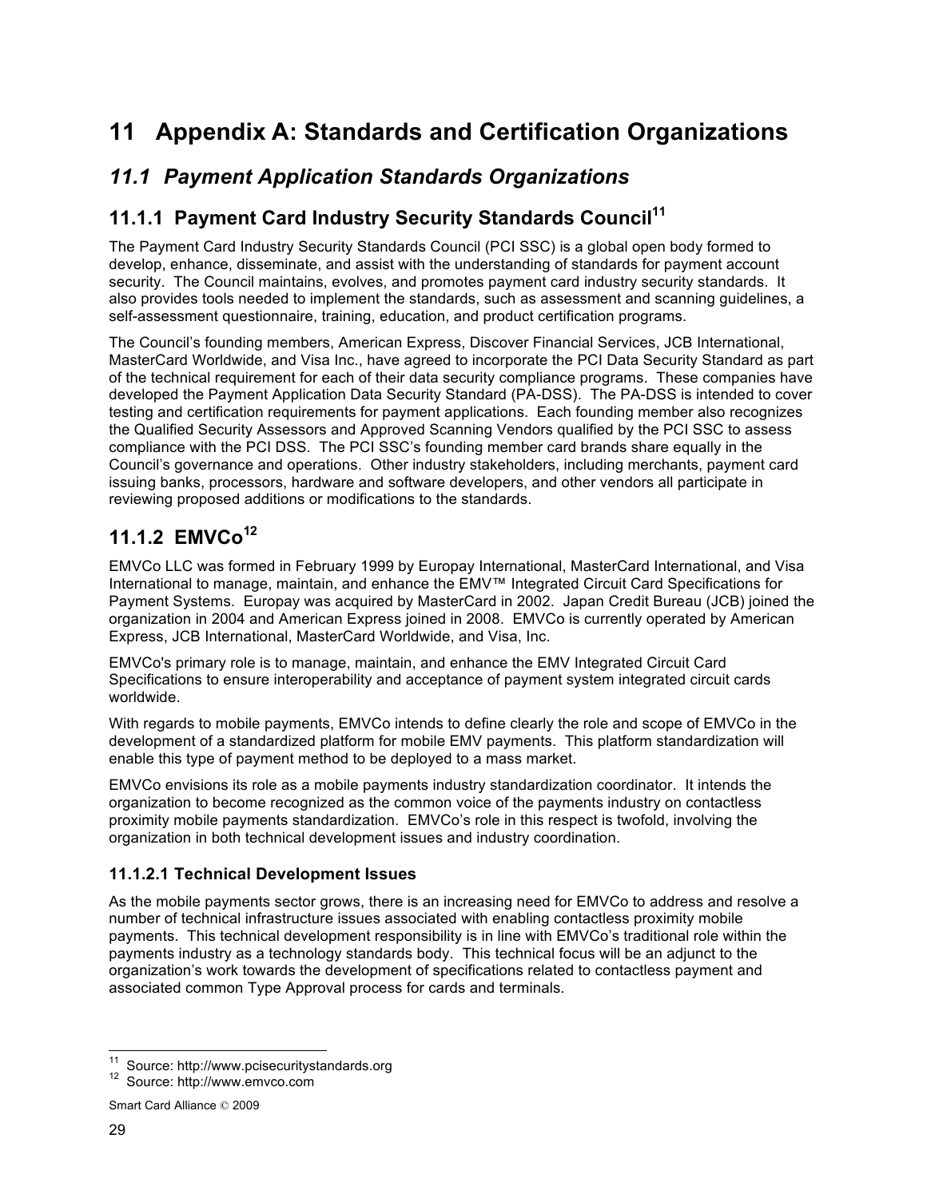# 11 Appendix A: Standards and Certification Organizations

## *11.1 Payment Application Standards Organizations*

### 11.1.1 Payment Card Industry Security Standards Council[11]

The Payment Card Industry Security Standards Council (PCI SSC) is a global open body formed to develop, enhance, disseminate, and assist with the understanding of standards for payment account security. The Council maintains, evolves, and promotes payment card industry security standards. It also provides tools needed to implement the standards, such as assessment and scanning guidelines, a self-assessment questionnaire, training, education, and product certification programs.

The Council's founding members, American Express, Discover Financial Services, JCB International, MasterCard Worldwide, and Visa Inc., have agreed to incorporate the PCI Data Security Standard as part of the technical requirement for each of their data security compliance programs. These companies have developed the Payment Application Data Security Standard (PA-DSS). The PA-DSS is intended to cover testing and certification requirements for payment applications. Each founding member also recognizes the Qualified Security Assessors and Approved Scanning Vendors qualified by the PCI SSC to assess compliance with the PCI DSS. The PCI SSC's founding member card brands share equally in the Council's governance and operations. Other industry stakeholders, including merchants, payment card issuing banks, processors, hardware and software developers, and other vendors all participate in reviewing proposed additions or modifications to the standards.

### 11.1.2 EMVCo[12]

EMVCo LLC was formed in February 1999 by Europay International, MasterCard International, and Visa International to manage, maintain, and enhance the EMV™ Integrated Circuit Card Specifications for Payment Systems. Europay was acquired by MasterCard in 2002. Japan Credit Bureau (JCB) joined the organization in 2004 and American Express joined in 2008. EMVCo is currently operated by American Express, JCB International, MasterCard Worldwide, and Visa, Inc.

EMVCo's primary role is to manage, maintain, and enhance the EMV Integrated Circuit Card Specifications to ensure interoperability and acceptance of payment system integrated circuit cards worldwide.

With regards to mobile payments, EMVCo intends to define clearly the role and scope of EMVCo in the development of a standardized platform for mobile EMV payments. This platform standardization will enable this type of payment method to be deployed to a mass market.

EMVCo envisions its role as a mobile payments industry standardization coordinator. It intends the organization to become recognized as the common voice of the payments industry on contactless proximity mobile payments standardization. EMVCo's role in this respect is twofold, involving the organization in both technical development issues and industry coordination.

#### 11.1.2.1 Technical Development Issues

As the mobile payments sector grows, there is an increasing need for EMVCo to address and resolve a number of technical infrastructure issues associated with enabling contactless proximity mobile payments. This technical development responsibility is in line with EMVCo's traditional role within the payments industry as a technology standards body. This technical focus will be an adjunct to the organization's work towards the development of specifications related to contactless payment and associated common Type Approval process for cards and terminals.

---

[11] Source: http://www.pcisecuritystandards.org

[12] Source: http://www.emvco.com

Smart Card Alliance © 2009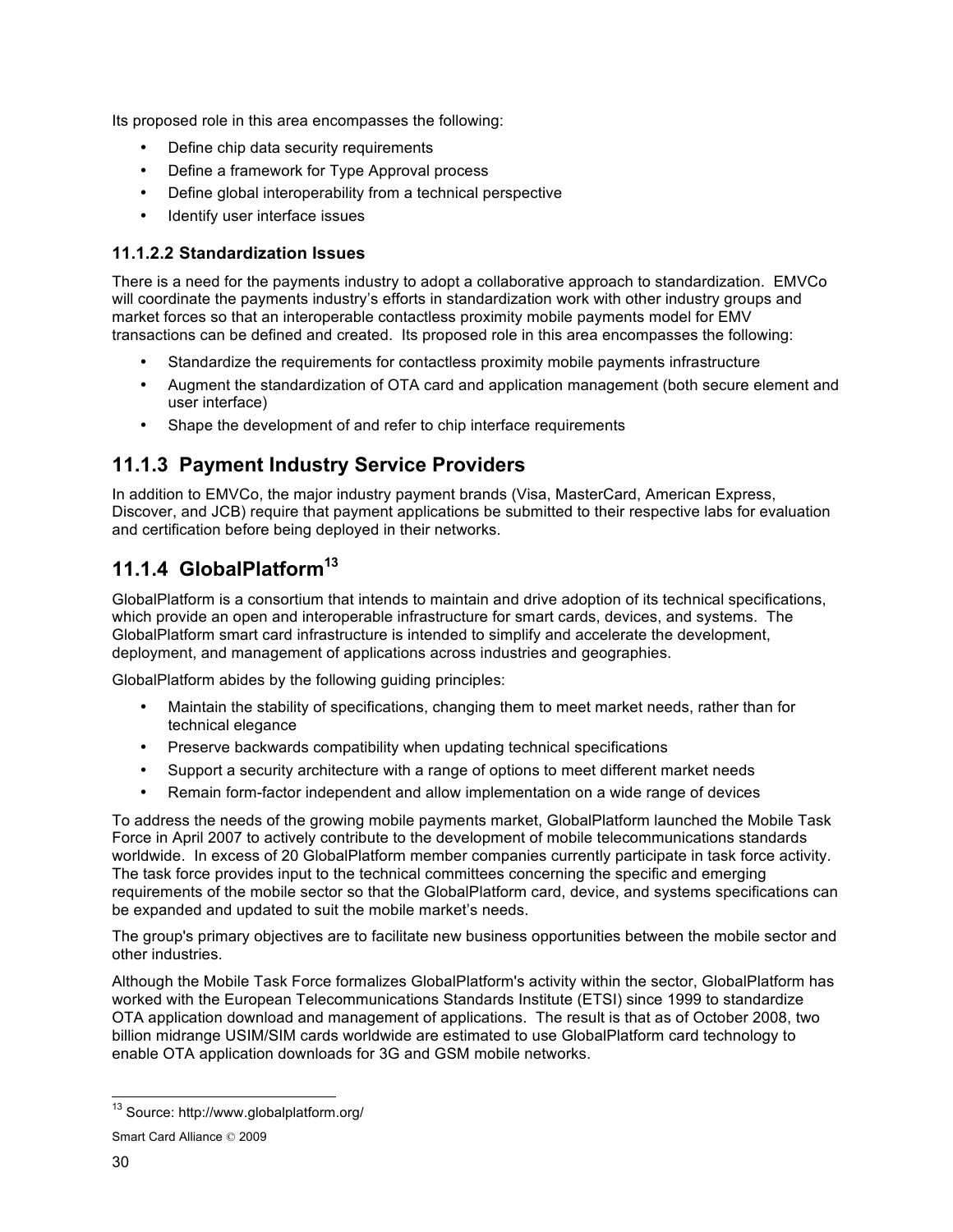Its proposed role in this area encompasses the following:

- Define chip data security requirements
- Define a framework for Type Approval process
- Define global interoperability from a technical perspective
- Identify user interface issues

#### 11.1.2.2 Standardization Issues

There is a need for the payments industry to adopt a collaborative approach to standardization. EMVCo will coordinate the payments industry's efforts in standardization work with other industry groups and market forces so that an interoperable contactless proximity mobile payments model for EMV transactions can be defined and created. Its proposed role in this area encompasses the following:

- Standardize the requirements for contactless proximity mobile payments infrastructure
- Augment the standardization of OTA card and application management (both secure element and user interface)
- Shape the development of and refer to chip interface requirements

### 11.1.3 Payment Industry Service Providers

In addition to EMVCo, the major industry payment brands (Visa, MasterCard, American Express, Discover, and JCB) require that payment applications be submitted to their respective labs for evaluation and certification before being deployed in their networks.

### 11.1.4 GlobalPlatform[13]

GlobalPlatform is a consortium that intends to maintain and drive adoption of its technical specifications, which provide an open and interoperable infrastructure for smart cards, devices, and systems. The GlobalPlatform smart card infrastructure is intended to simplify and accelerate the development, deployment, and management of applications across industries and geographies.

GlobalPlatform abides by the following guiding principles:

- Maintain the stability of specifications, changing them to meet market needs, rather than for technical elegance
- Preserve backwards compatibility when updating technical specifications
- Support a security architecture with a range of options to meet different market needs
- Remain form-factor independent and allow implementation on a wide range of devices

To address the needs of the growing mobile payments market, GlobalPlatform launched the Mobile Task Force in April 2007 to actively contribute to the development of mobile telecommunications standards worldwide. In excess of 20 GlobalPlatform member companies currently participate in task force activity. The task force provides input to the technical committees concerning the specific and emerging requirements of the mobile sector so that the GlobalPlatform card, device, and systems specifications can be expanded and updated to suit the mobile market's needs.

The group's primary objectives are to facilitate new business opportunities between the mobile sector and other industries.

Although the Mobile Task Force formalizes GlobalPlatform's activity within the sector, GlobalPlatform has worked with the European Telecommunications Standards Institute (ETSI) since 1999 to standardize OTA application download and management of applications. The result is that as of October 2008, two billion midrange USIM/SIM cards worldwide are estimated to use GlobalPlatform card technology to enable OTA application downloads for 3G and GSM mobile networks.

---

[13] Source: http://www.globalplatform.org/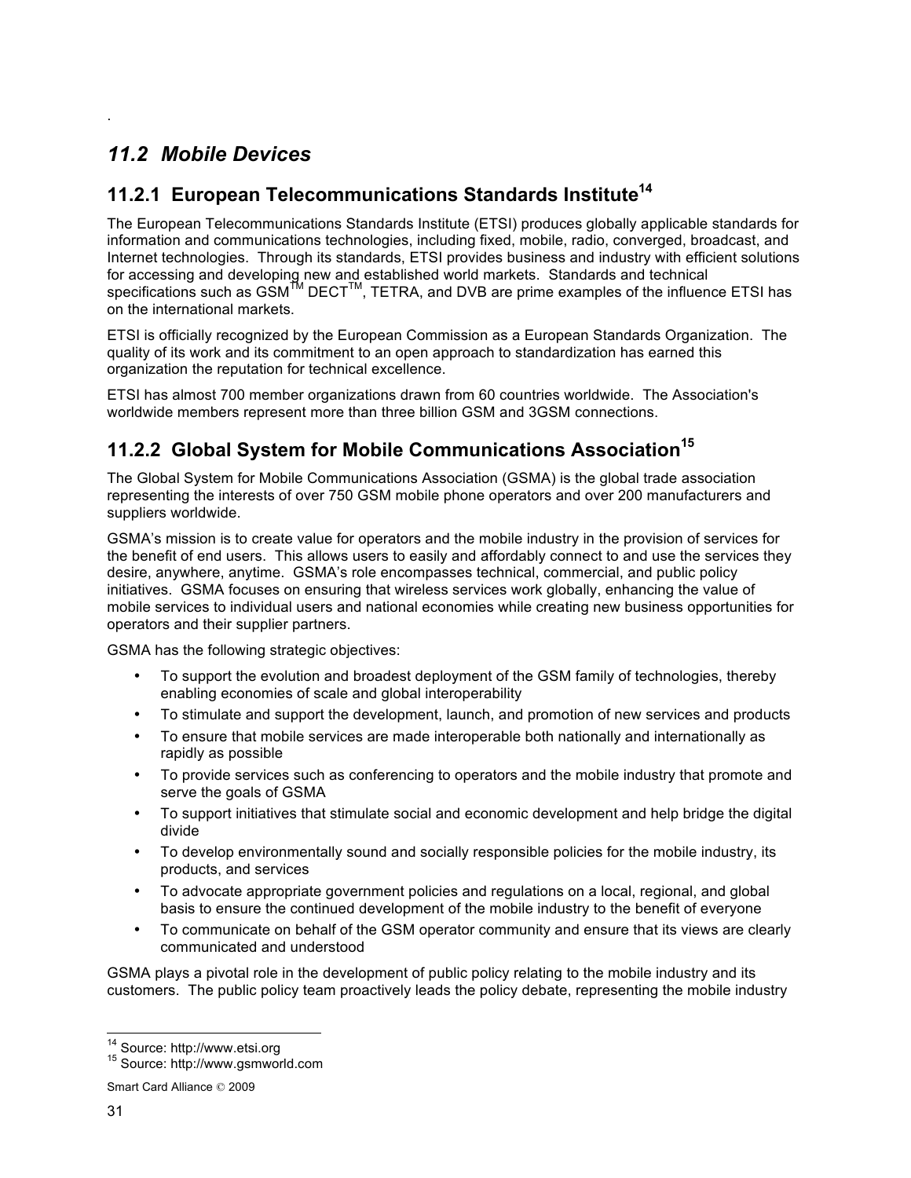.

## 11.2 Mobile Devices

### 11.2.1 European Telecommunications Standards Institute[14]

The European Telecommunications Standards Institute (ETSI) produces globally applicable standards for information and communications technologies, including fixed, mobile, radio, converged, broadcast, and Internet technologies. Through its standards, ETSI provides business and industry with efficient solutions for accessing and developing new and established world markets. Standards and technical specifications such as GSM™ DECT™, TETRA, and DVB are prime examples of the influence ETSI has on the international markets.

ETSI is officially recognized by the European Commission as a European Standards Organization. The quality of its work and its commitment to an open approach to standardization has earned this organization the reputation for technical excellence.

ETSI has almost 700 member organizations drawn from 60 countries worldwide. The Association's worldwide members represent more than three billion GSM and 3GSM connections.

### 11.2.2 Global System for Mobile Communications Association[15]

The Global System for Mobile Communications Association (GSMA) is the global trade association representing the interests of over 750 GSM mobile phone operators and over 200 manufacturers and suppliers worldwide.

GSMA's mission is to create value for operators and the mobile industry in the provision of services for the benefit of end users. This allows users to easily and affordably connect to and use the services they desire, anywhere, anytime. GSMA's role encompasses technical, commercial, and public policy initiatives. GSMA focuses on ensuring that wireless services work globally, enhancing the value of mobile services to individual users and national economies while creating new business opportunities for operators and their supplier partners.

GSMA has the following strategic objectives:

- To support the evolution and broadest deployment of the GSM family of technologies, thereby enabling economies of scale and global interoperability
- To stimulate and support the development, launch, and promotion of new services and products
- To ensure that mobile services are made interoperable both nationally and internationally as rapidly as possible
- To provide services such as conferencing to operators and the mobile industry that promote and serve the goals of GSMA
- To support initiatives that stimulate social and economic development and help bridge the digital divide
- To develop environmentally sound and socially responsible policies for the mobile industry, its products, and services
- To advocate appropriate government policies and regulations on a local, regional, and global basis to ensure the continued development of the mobile industry to the benefit of everyone
- To communicate on behalf of the GSM operator community and ensure that its views are clearly communicated and understood

GSMA plays a pivotal role in the development of public policy relating to the mobile industry and its customers. The public policy team proactively leads the policy debate, representing the mobile industry

---

[14] Source: http://www.etsi.org

[15] Source: http://www.gsmworld.com

Smart Card Alliance © 2009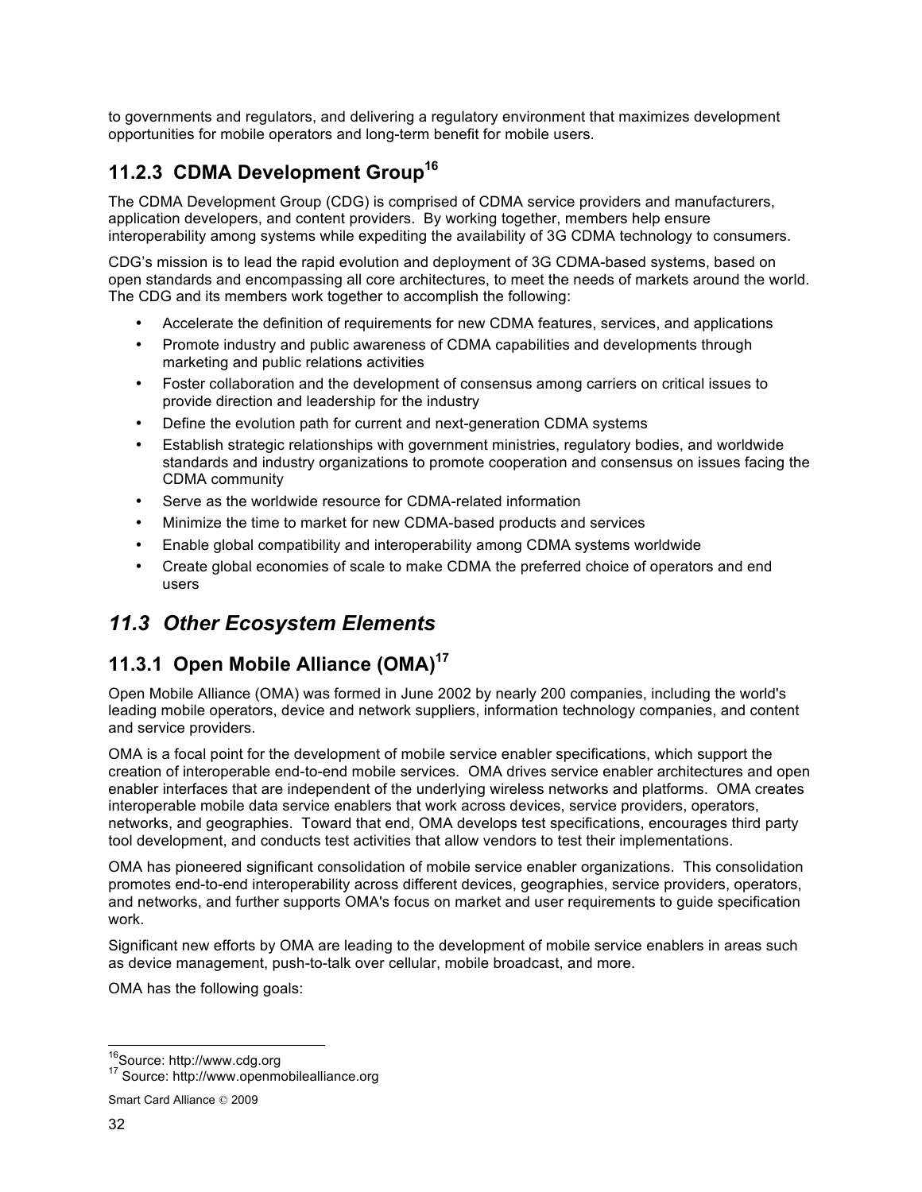to governments and regulators, and delivering a regulatory environment that maximizes development opportunities for mobile operators and long-term benefit for mobile users.

### 11.2.3 CDMA Development Group[16]

The CDMA Development Group (CDG) is comprised of CDMA service providers and manufacturers, application developers, and content providers. By working together, members help ensure interoperability among systems while expediting the availability of 3G CDMA technology to consumers.

CDG's mission is to lead the rapid evolution and deployment of 3G CDMA-based systems, based on open standards and encompassing all core architectures, to meet the needs of markets around the world. The CDG and its members work together to accomplish the following:

- Accelerate the definition of requirements for new CDMA features, services, and applications
- Promote industry and public awareness of CDMA capabilities and developments through marketing and public relations activities
- Foster collaboration and the development of consensus among carriers on critical issues to provide direction and leadership for the industry
- Define the evolution path for current and next-generation CDMA systems
- Establish strategic relationships with government ministries, regulatory bodies, and worldwide standards and industry organizations to promote cooperation and consensus on issues facing the CDMA community
- Serve as the worldwide resource for CDMA-related information
- Minimize the time to market for new CDMA-based products and services
- Enable global compatibility and interoperability among CDMA systems worldwide
- Create global economies of scale to make CDMA the preferred choice of operators and end users

## *11.3 Other Ecosystem Elements*

### 11.3.1 Open Mobile Alliance (OMA)[17]

Open Mobile Alliance (OMA) was formed in June 2002 by nearly 200 companies, including the world's leading mobile operators, device and network suppliers, information technology companies, and content and service providers.

OMA is a focal point for the development of mobile service enabler specifications, which support the creation of interoperable end-to-end mobile services. OMA drives service enabler architectures and open enabler interfaces that are independent of the underlying wireless networks and platforms. OMA creates interoperable mobile data service enablers that work across devices, service providers, operators, networks, and geographies. Toward that end, OMA develops test specifications, encourages third party tool development, and conducts test activities that allow vendors to test their implementations.

OMA has pioneered significant consolidation of mobile service enabler organizations. This consolidation promotes end-to-end interoperability across different devices, geographies, service providers, operators, and networks, and further supports OMA's focus on market and user requirements to guide specification work.

Significant new efforts by OMA are leading to the development of mobile service enablers in areas such as device management, push-to-talk over cellular, mobile broadcast, and more.

OMA has the following goals:

---

[16] Source: http://www.cdg.org

[17] Source: http://www.openmobilealliance.org

Smart Card Alliance © 2009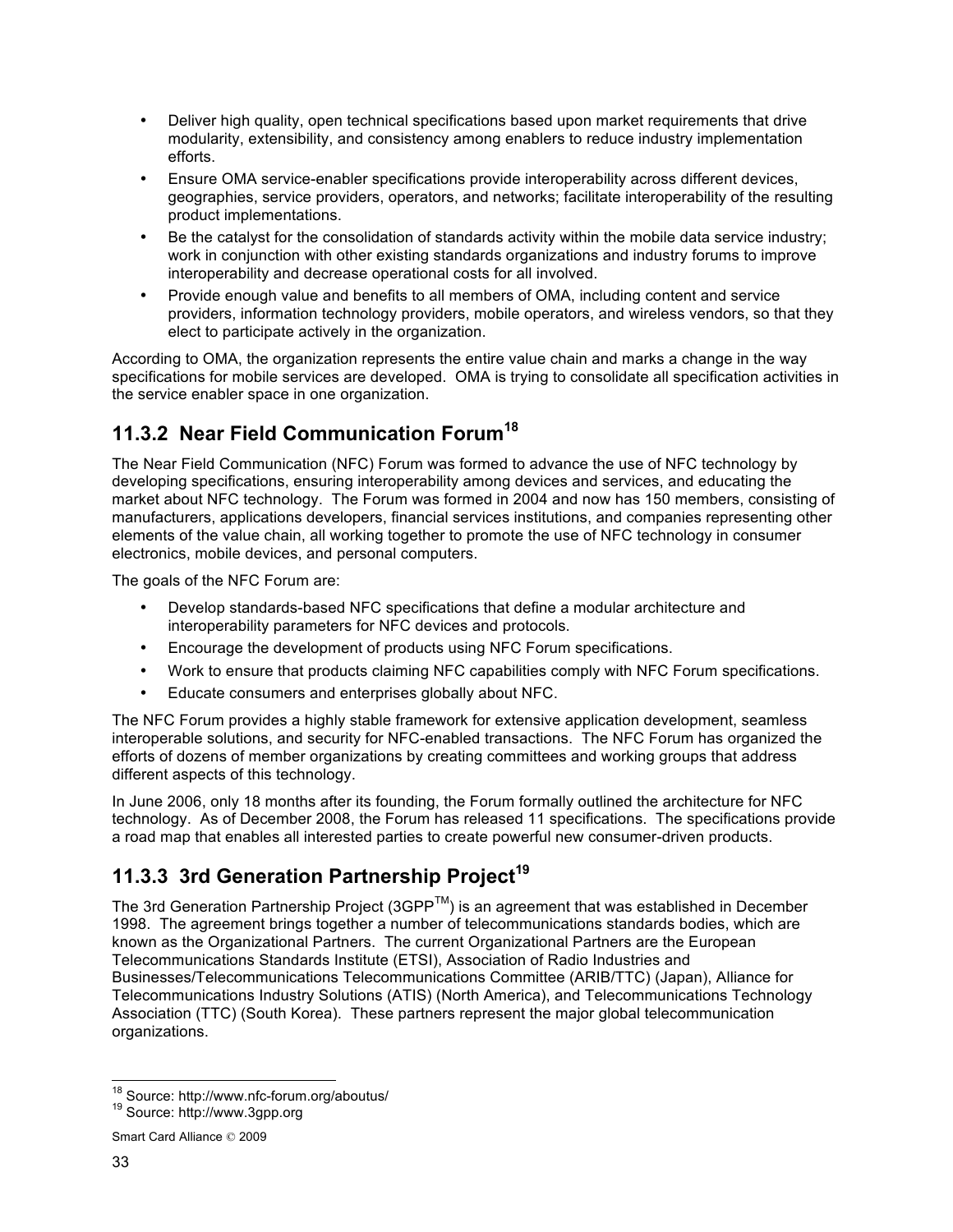- Deliver high quality, open technical specifications based upon market requirements that drive modularity, extensibility, and consistency among enablers to reduce industry implementation efforts.
- Ensure OMA service-enabler specifications provide interoperability across different devices, geographies, service providers, operators, and networks; facilitate interoperability of the resulting product implementations.
- Be the catalyst for the consolidation of standards activity within the mobile data service industry; work in conjunction with other existing standards organizations and industry forums to improve interoperability and decrease operational costs for all involved.
- Provide enough value and benefits to all members of OMA, including content and service providers, information technology providers, mobile operators, and wireless vendors, so that they elect to participate actively in the organization.

According to OMA, the organization represents the entire value chain and marks a change in the way specifications for mobile services are developed. OMA is trying to consolidate all specification activities in the service enabler space in one organization.

## 11.3.2 Near Field Communication Forum[18]

The Near Field Communication (NFC) Forum was formed to advance the use of NFC technology by developing specifications, ensuring interoperability among devices and services, and educating the market about NFC technology. The Forum was formed in 2004 and now has 150 members, consisting of manufacturers, applications developers, financial services institutions, and companies representing other elements of the value chain, all working together to promote the use of NFC technology in consumer electronics, mobile devices, and personal computers.

The goals of the NFC Forum are:

- Develop standards-based NFC specifications that define a modular architecture and interoperability parameters for NFC devices and protocols.
- Encourage the development of products using NFC Forum specifications.
- Work to ensure that products claiming NFC capabilities comply with NFC Forum specifications.
- Educate consumers and enterprises globally about NFC.

The NFC Forum provides a highly stable framework for extensive application development, seamless interoperable solutions, and security for NFC-enabled transactions. The NFC Forum has organized the efforts of dozens of member organizations by creating committees and working groups that address different aspects of this technology.

In June 2006, only 18 months after its founding, the Forum formally outlined the architecture for NFC technology. As of December 2008, the Forum has released 11 specifications. The specifications provide a road map that enables all interested parties to create powerful new consumer-driven products.

## 11.3.3 3rd Generation Partnership Project[19]

The 3rd Generation Partnership Project (3GPP™) is an agreement that was established in December 1998. The agreement brings together a number of telecommunications standards bodies, which are known as the Organizational Partners. The current Organizational Partners are the European Telecommunications Standards Institute (ETSI), Association of Radio Industries and Businesses/Telecommunications Telecommunications Committee (ARIB/TTC) (Japan), Alliance for Telecommunications Industry Solutions (ATIS) (North America), and Telecommunications Technology Association (TTC) (South Korea). These partners represent the major global telecommunication organizations.

[18] Source: http://www.nfc-forum.org/aboutus/

[19] Source: http://www.3gpp.org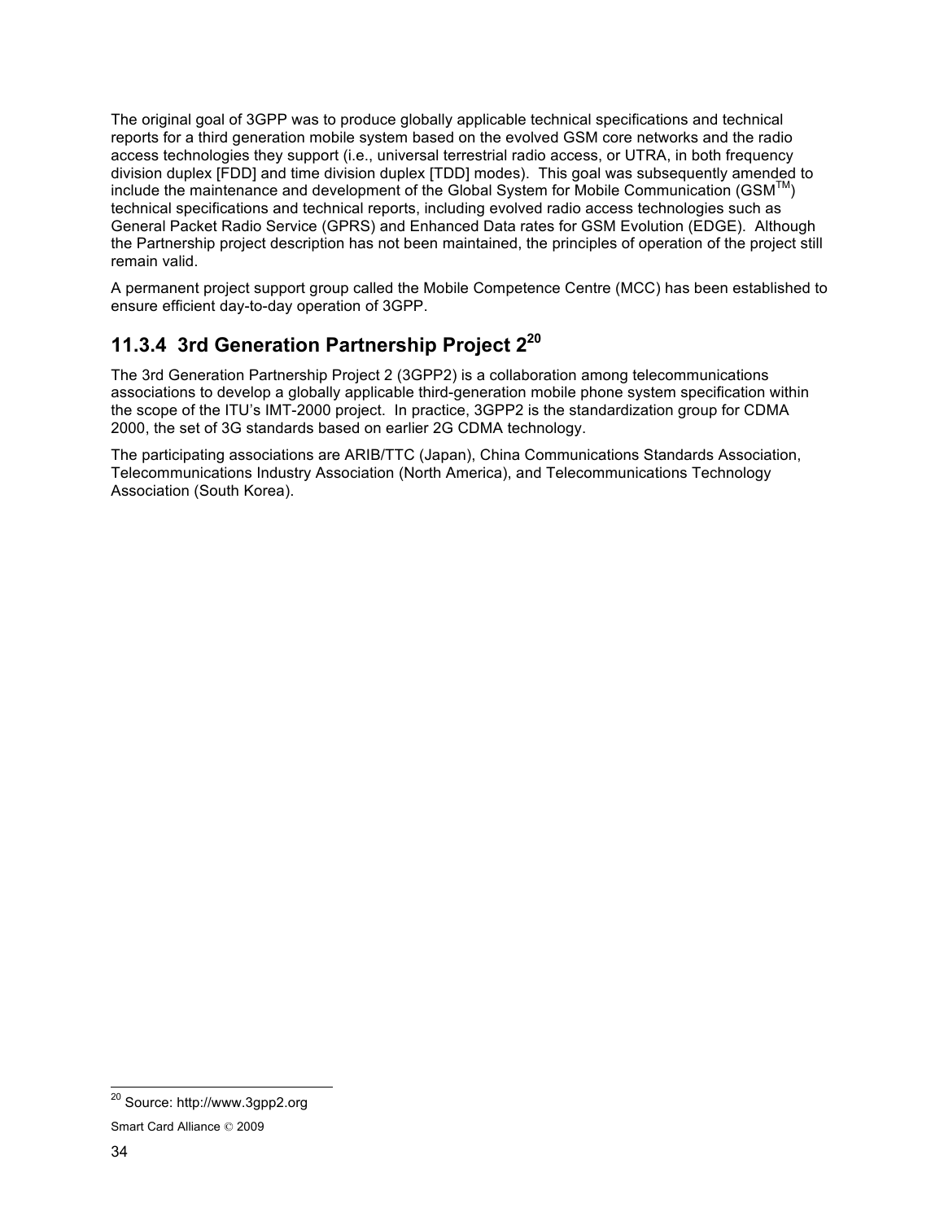The original goal of 3GPP was to produce globally applicable technical specifications and technical reports for a third generation mobile system based on the evolved GSM core networks and the radio access technologies they support (i.e., universal terrestrial radio access, or UTRA, in both frequency division duplex [FDD] and time division duplex [TDD] modes). This goal was subsequently amended to include the maintenance and development of the Global System for Mobile Communication (GSM™) technical specifications and technical reports, including evolved radio access technologies such as General Packet Radio Service (GPRS) and Enhanced Data rates for GSM Evolution (EDGE). Although the Partnership project description has not been maintained, the principles of operation of the project still remain valid.

A permanent project support group called the Mobile Competence Centre (MCC) has been established to ensure efficient day-to-day operation of 3GPP.

### 11.3.4 3rd Generation Partnership Project 2[20]

The 3rd Generation Partnership Project 2 (3GPP2) is a collaboration among telecommunications associations to develop a globally applicable third-generation mobile phone system specification within the scope of the ITU's IMT-2000 project. In practice, 3GPP2 is the standardization group for CDMA 2000, the set of 3G standards based on earlier 2G CDMA technology.

The participating associations are ARIB/TTC (Japan), China Communications Standards Association, Telecommunications Industry Association (North America), and Telecommunications Technology Association (South Korea).

[20] Source: http://www.3gpp2.org

Smart Card Alliance © 2009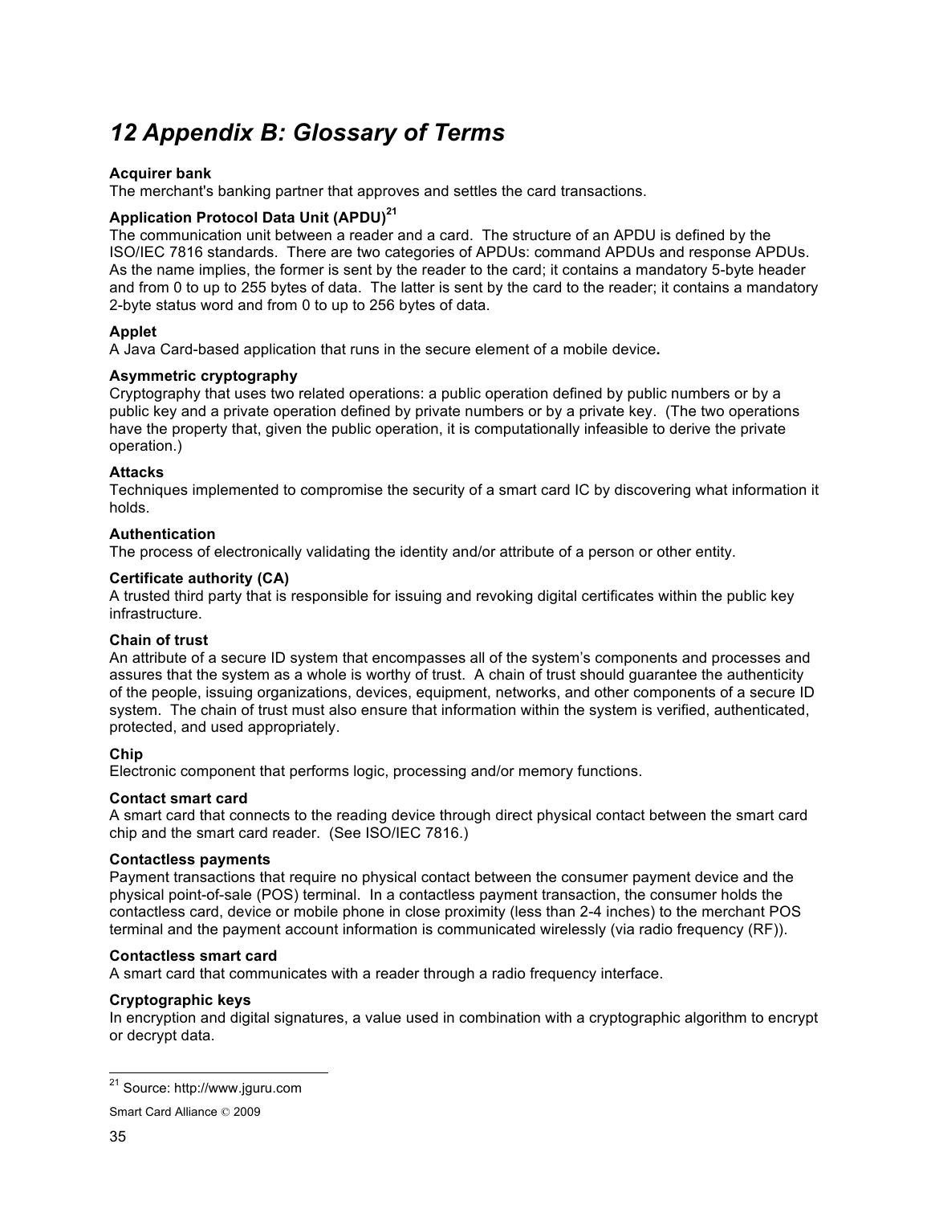# 12 Appendix B: Glossary of Terms

**Acquirer bank**
The merchant's banking partner that approves and settles the card transactions.

**Application Protocol Data Unit (APDU)**[21]
The communication unit between a reader and a card. The structure of an APDU is defined by the ISO/IEC 7816 standards. There are two categories of APDUs: command APDUs and response APDUs. As the name implies, the former is sent by the reader to the card; it contains a mandatory 5-byte header and from 0 to up to 255 bytes of data. The latter is sent by the card to the reader; it contains a mandatory 2-byte status word and from 0 to up to 256 bytes of data.

**Applet**
A Java Card-based application that runs in the secure element of a mobile device**.**

**Asymmetric cryptography**
Cryptography that uses two related operations: a public operation defined by public numbers or by a public key and a private operation defined by private numbers or by a private key. (The two operations have the property that, given the public operation, it is computationally infeasible to derive the private operation.)

**Attacks**
Techniques implemented to compromise the security of a smart card IC by discovering what information it holds.

**Authentication**
The process of electronically validating the identity and/or attribute of a person or other entity.

**Certificate authority (CA)**
A trusted third party that is responsible for issuing and revoking digital certificates within the public key infrastructure.

**Chain of trust**
An attribute of a secure ID system that encompasses all of the system's components and processes and assures that the system as a whole is worthy of trust. A chain of trust should guarantee the authenticity of the people, issuing organizations, devices, equipment, networks, and other components of a secure ID system. The chain of trust must also ensure that information within the system is verified, authenticated, protected, and used appropriately.

**Chip**
Electronic component that performs logic, processing and/or memory functions.

**Contact smart card**
A smart card that connects to the reading device through direct physical contact between the smart card chip and the smart card reader. (See ISO/IEC 7816.)

**Contactless payments**
Payment transactions that require no physical contact between the consumer payment device and the physical point-of-sale (POS) terminal. In a contactless payment transaction, the consumer holds the contactless card, device or mobile phone in close proximity (less than 2-4 inches) to the merchant POS terminal and the payment account information is communicated wirelessly (via radio frequency (RF)).

**Contactless smart card**
A smart card that communicates with a reader through a radio frequency interface.

**Cryptographic keys**
In encryption and digital signatures, a value used in combination with a cryptographic algorithm to encrypt or decrypt data.

---

[21] Source: http://www.jguru.com

Smart Card Alliance © 2009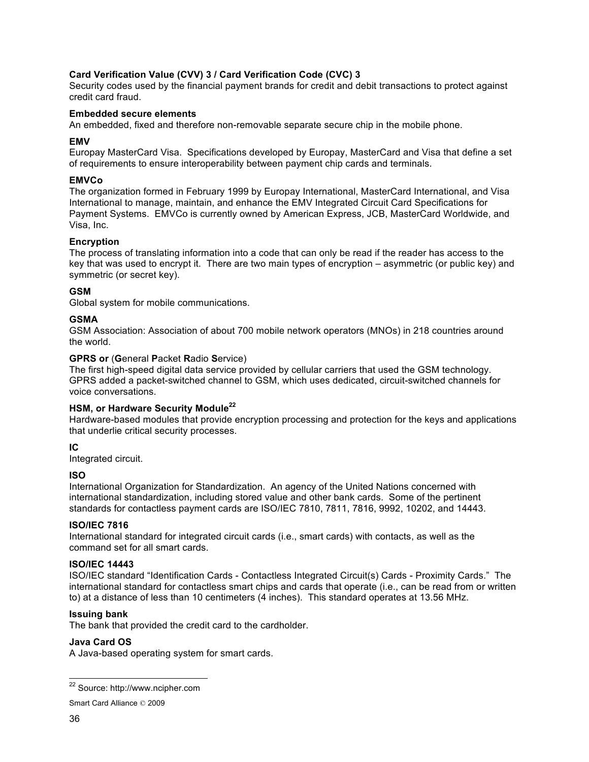**Card Verification Value (CVV) 3 / Card Verification Code (CVC) 3**
Security codes used by the financial payment brands for credit and debit transactions to protect against credit card fraud.

**Embedded secure elements**
An embedded, fixed and therefore non-removable separate secure chip in the mobile phone.

**EMV**
Europay MasterCard Visa. Specifications developed by Europay, MasterCard and Visa that define a set of requirements to ensure interoperability between payment chip cards and terminals.

**EMVCo**
The organization formed in February 1999 by Europay International, MasterCard International, and Visa International to manage, maintain, and enhance the EMV Integrated Circuit Card Specifications for Payment Systems. EMVCo is currently owned by American Express, JCB, MasterCard Worldwide, and Visa, Inc.

**Encryption**
The process of translating information into a code that can only be read if the reader has access to the key that was used to encrypt it. There are two main types of encryption – asymmetric (or public key) and symmetric (or secret key).

**GSM**
Global system for mobile communications.

**GSMA**
GSM Association: Association of about 700 mobile network operators (MNOs) in 218 countries around the world.

**GPRS or** (**G**eneral **P**acket **R**adio **S**ervice)
The first high-speed digital data service provided by cellular carriers that used the GSM technology. GPRS added a packet-switched channel to GSM, which uses dedicated, circuit-switched channels for voice conversations.

**HSM, or Hardware Security Module**[22]
Hardware-based modules that provide encryption processing and protection for the keys and applications that underlie critical security processes.

**IC**
Integrated circuit.

**ISO**
International Organization for Standardization. An agency of the United Nations concerned with international standardization, including stored value and other bank cards. Some of the pertinent standards for contactless payment cards are ISO/IEC 7810, 7811, 7816, 9992, 10202, and 14443.

**ISO/IEC 7816**
International standard for integrated circuit cards (i.e., smart cards) with contacts, as well as the command set for all smart cards.

**ISO/IEC 14443**
ISO/IEC standard "Identification Cards - Contactless Integrated Circuit(s) Cards - Proximity Cards." The international standard for contactless smart chips and cards that operate (i.e., can be read from or written to) at a distance of less than 10 centimeters (4 inches). This standard operates at 13.56 MHz.

**Issuing bank**
The bank that provided the credit card to the cardholder.

**Java Card OS**
A Java-based operating system for smart cards.

---

[22] Source: http://www.ncipher.com

Smart Card Alliance © 2009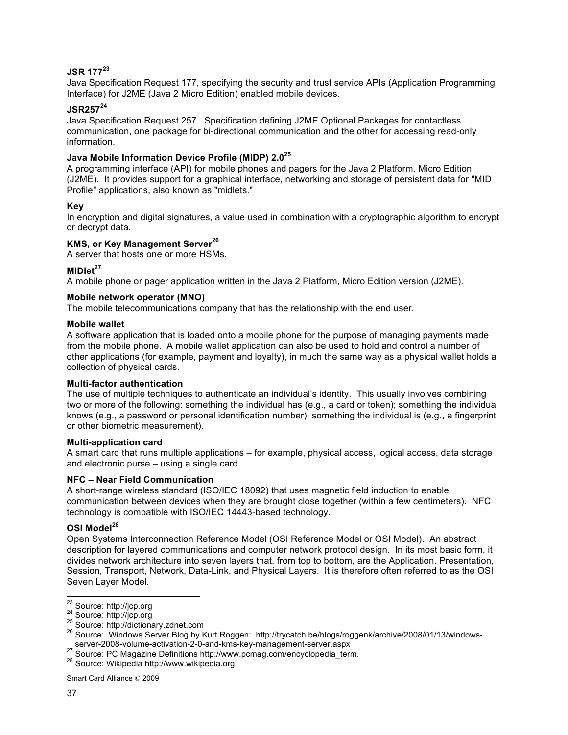**JSR 177**[23]

Java Specification Request 177, specifying the security and trust service APIs (Application Programming Interface) for J2ME (Java 2 Micro Edition) enabled mobile devices.

**JSR257**[24]

Java Specification Request 257. Specification defining J2ME Optional Packages for contactless communication, one package for bi-directional communication and the other for accessing read-only information.

**Java Mobile Information Device Profile (MIDP) 2.0**[25]

A programming interface (API) for mobile phones and pagers for the Java 2 Platform, Micro Edition (J2ME). It provides support for a graphical interface, networking and storage of persistent data for "MID Profile" applications, also known as "midlets."

**Key**

In encryption and digital signatures, a value used in combination with a cryptographic algorithm to encrypt or decrypt data.

**KMS, or Key Management Server**[26]

A server that hosts one or more HSMs.

**MIDlet**[27]

A mobile phone or pager application written in the Java 2 Platform, Micro Edition version (J2ME).

**Mobile network operator (MNO)**

The mobile telecommunications company that has the relationship with the end user.

**Mobile wallet**

A software application that is loaded onto a mobile phone for the purpose of managing payments made from the mobile phone. A mobile wallet application can also be used to hold and control a number of other applications (for example, payment and loyalty), in much the same way as a physical wallet holds a collection of physical cards.

**Multi-factor authentication**

The use of multiple techniques to authenticate an individual's identity. This usually involves combining two or more of the following: something the individual has (e.g., a card or token); something the individual knows (e.g., a password or personal identification number); something the individual is (e.g., a fingerprint or other biometric measurement).

**Multi-application card**

A smart card that runs multiple applications – for example, physical access, logical access, data storage and electronic purse – using a single card.

**NFC – Near Field Communication**

A short-range wireless standard (ISO/IEC 18092) that uses magnetic field induction to enable communication between devices when they are brought close together (within a few centimeters). NFC technology is compatible with ISO/IEC 14443-based technology.

**OSI Model**[28]

Open Systems Interconnection Reference Model (OSI Reference Model or OSI Model). An abstract description for layered communications and computer network protocol design. In its most basic form, it divides network architecture into seven layers that, from top to bottom, are the Application, Presentation, Session, Transport, Network, Data-Link, and Physical Layers. It is therefore often referred to as the OSI Seven Layer Model.

---

[23] Source: http://jcp.org

[24] Source: http://jcp.org

[25] Source: http://dictionary.zdnet.com

[26] Source: Windows Server Blog by Kurt Roggen: http://trycatch.be/blogs/roggenk/archive/2008/01/13/windows-server-2008-volume-activation-2-0-and-kms-key-management-server.aspx

[27] Source: PC Magazine Definitions http://www.pcmag.com/encyclopedia_term.

[28] Source: Wikipedia http://www.wikipedia.org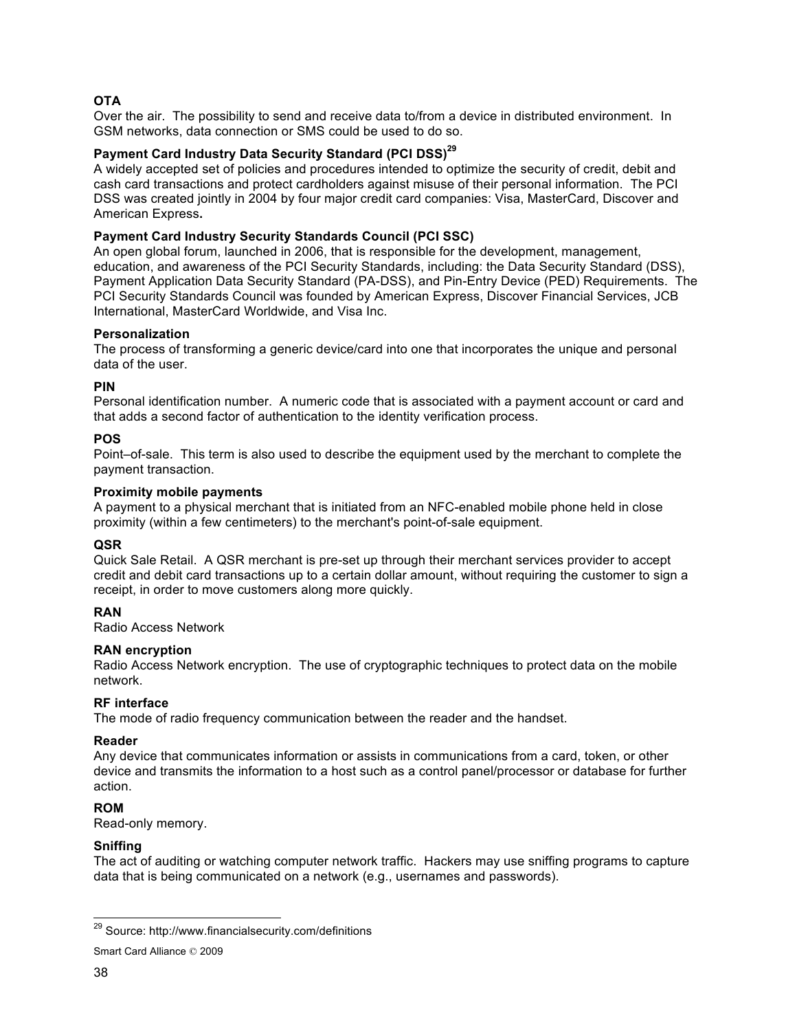**OTA**

Over the air. The possibility to send and receive data to/from a device in distributed environment. In GSM networks, data connection or SMS could be used to do so.

**Payment Card Industry Data Security Standard (PCI DSS)**[29]

A widely accepted set of policies and procedures intended to optimize the security of credit, debit and cash card transactions and protect cardholders against misuse of their personal information. The PCI DSS was created jointly in 2004 by four major credit card companies: Visa, MasterCard, Discover and American Express.

**Payment Card Industry Security Standards Council (PCI SSC)**

An open global forum, launched in 2006, that is responsible for the development, management, education, and awareness of the PCI Security Standards, including: the Data Security Standard (DSS), Payment Application Data Security Standard (PA-DSS), and Pin-Entry Device (PED) Requirements. The PCI Security Standards Council was founded by American Express, Discover Financial Services, JCB International, MasterCard Worldwide, and Visa Inc.

**Personalization**

The process of transforming a generic device/card into one that incorporates the unique and personal data of the user.

**PIN**

Personal identification number. A numeric code that is associated with a payment account or card and that adds a second factor of authentication to the identity verification process.

**POS**

Point–of-sale. This term is also used to describe the equipment used by the merchant to complete the payment transaction.

**Proximity mobile payments**

A payment to a physical merchant that is initiated from an NFC-enabled mobile phone held in close proximity (within a few centimeters) to the merchant's point-of-sale equipment.

**QSR**

Quick Sale Retail. A QSR merchant is pre-set up through their merchant services provider to accept credit and debit card transactions up to a certain dollar amount, without requiring the customer to sign a receipt, in order to move customers along more quickly.

**RAN**

Radio Access Network

**RAN encryption**

Radio Access Network encryption. The use of cryptographic techniques to protect data on the mobile network.

**RF interface**

The mode of radio frequency communication between the reader and the handset.

**Reader**

Any device that communicates information or assists in communications from a card, token, or other device and transmits the information to a host such as a control panel/processor or database for further action.

**ROM**

Read-only memory.

**Sniffing**

The act of auditing or watching computer network traffic. Hackers may use sniffing programs to capture data that is being communicated on a network (e.g., usernames and passwords).

---

[29] Source: http://www.financialsecurity.com/definitions

Smart Card Alliance © 2009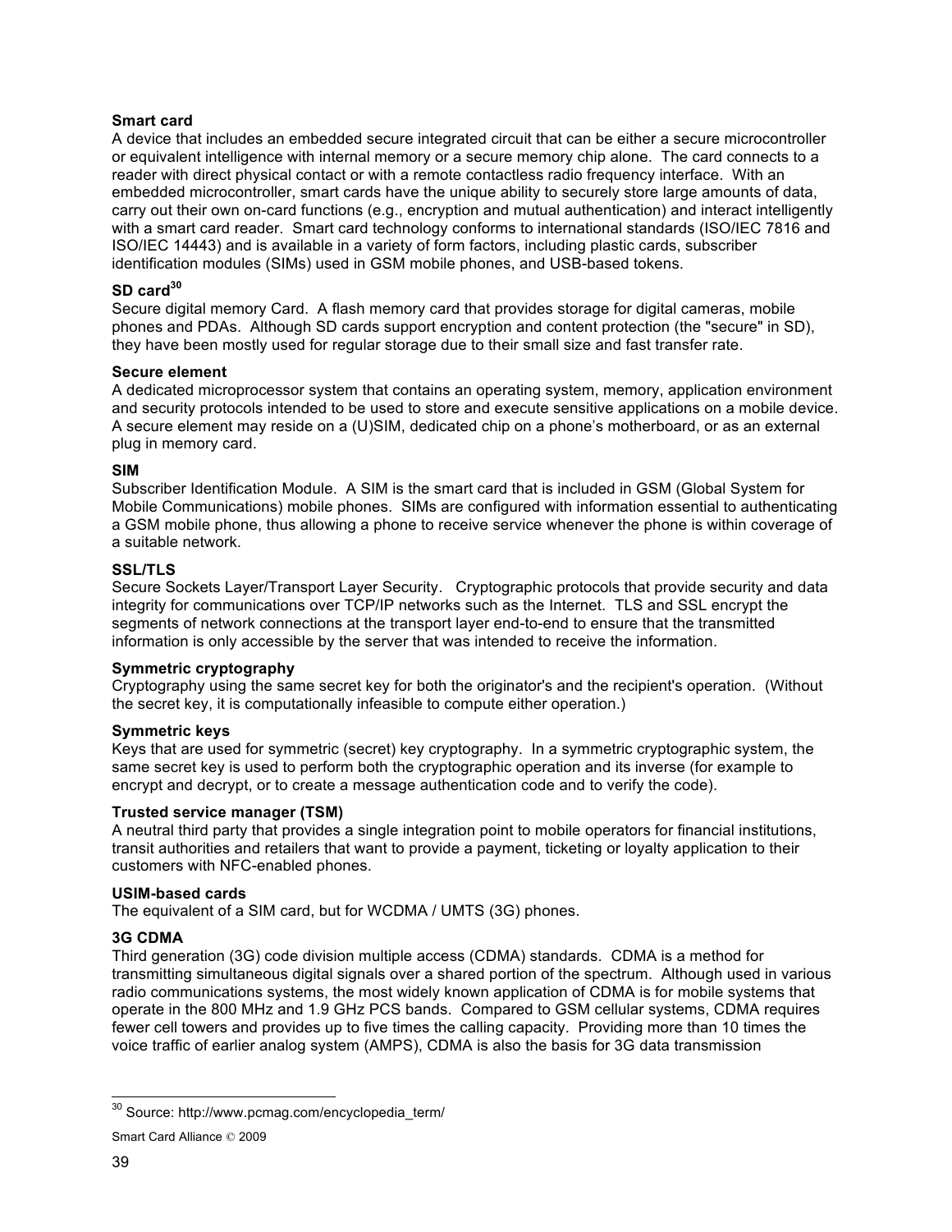**Smart card**
A device that includes an embedded secure integrated circuit that can be either a secure microcontroller or equivalent intelligence with internal memory or a secure memory chip alone. The card connects to a reader with direct physical contact or with a remote contactless radio frequency interface. With an embedded microcontroller, smart cards have the unique ability to securely store large amounts of data, carry out their own on-card functions (e.g., encryption and mutual authentication) and interact intelligently with a smart card reader. Smart card technology conforms to international standards (ISO/IEC 7816 and ISO/IEC 14443) and is available in a variety of form factors, including plastic cards, subscriber identification modules (SIMs) used in GSM mobile phones, and USB-based tokens.

**SD card**[30]
Secure digital memory Card. A flash memory card that provides storage for digital cameras, mobile phones and PDAs. Although SD cards support encryption and content protection (the "secure" in SD), they have been mostly used for regular storage due to their small size and fast transfer rate.

**Secure element**
A dedicated microprocessor system that contains an operating system, memory, application environment and security protocols intended to be used to store and execute sensitive applications on a mobile device. A secure element may reside on a (U)SIM, dedicated chip on a phone's motherboard, or as an external plug in memory card.

**SIM**
Subscriber Identification Module. A SIM is the smart card that is included in GSM (Global System for Mobile Communications) mobile phones. SIMs are configured with information essential to authenticating a GSM mobile phone, thus allowing a phone to receive service whenever the phone is within coverage of a suitable network.

**SSL/TLS**
Secure Sockets Layer/Transport Layer Security. Cryptographic protocols that provide security and data integrity for communications over TCP/IP networks such as the Internet. TLS and SSL encrypt the segments of network connections at the transport layer end-to-end to ensure that the transmitted information is only accessible by the server that was intended to receive the information.

**Symmetric cryptography**
Cryptography using the same secret key for both the originator's and the recipient's operation. (Without the secret key, it is computationally infeasible to compute either operation.)

**Symmetric keys**
Keys that are used for symmetric (secret) key cryptography. In a symmetric cryptographic system, the same secret key is used to perform both the cryptographic operation and its inverse (for example to encrypt and decrypt, or to create a message authentication code and to verify the code).

**Trusted service manager (TSM)**
A neutral third party that provides a single integration point to mobile operators for financial institutions, transit authorities and retailers that want to provide a payment, ticketing or loyalty application to their customers with NFC-enabled phones.

**USIM-based cards**
The equivalent of a SIM card, but for WCDMA / UMTS (3G) phones.

**3G CDMA**
Third generation (3G) code division multiple access (CDMA) standards. CDMA is a method for transmitting simultaneous digital signals over a shared portion of the spectrum. Although used in various radio communications systems, the most widely known application of CDMA is for mobile systems that operate in the 800 MHz and 1.9 GHz PCS bands. Compared to GSM cellular systems, CDMA requires fewer cell towers and provides up to five times the calling capacity. Providing more than 10 times the voice traffic of earlier analog system (AMPS), CDMA is also the basis for 3G data transmission

---

[30] Source: http://www.pcmag.com/encyclopedia_term/

Smart Card Alliance © 2009